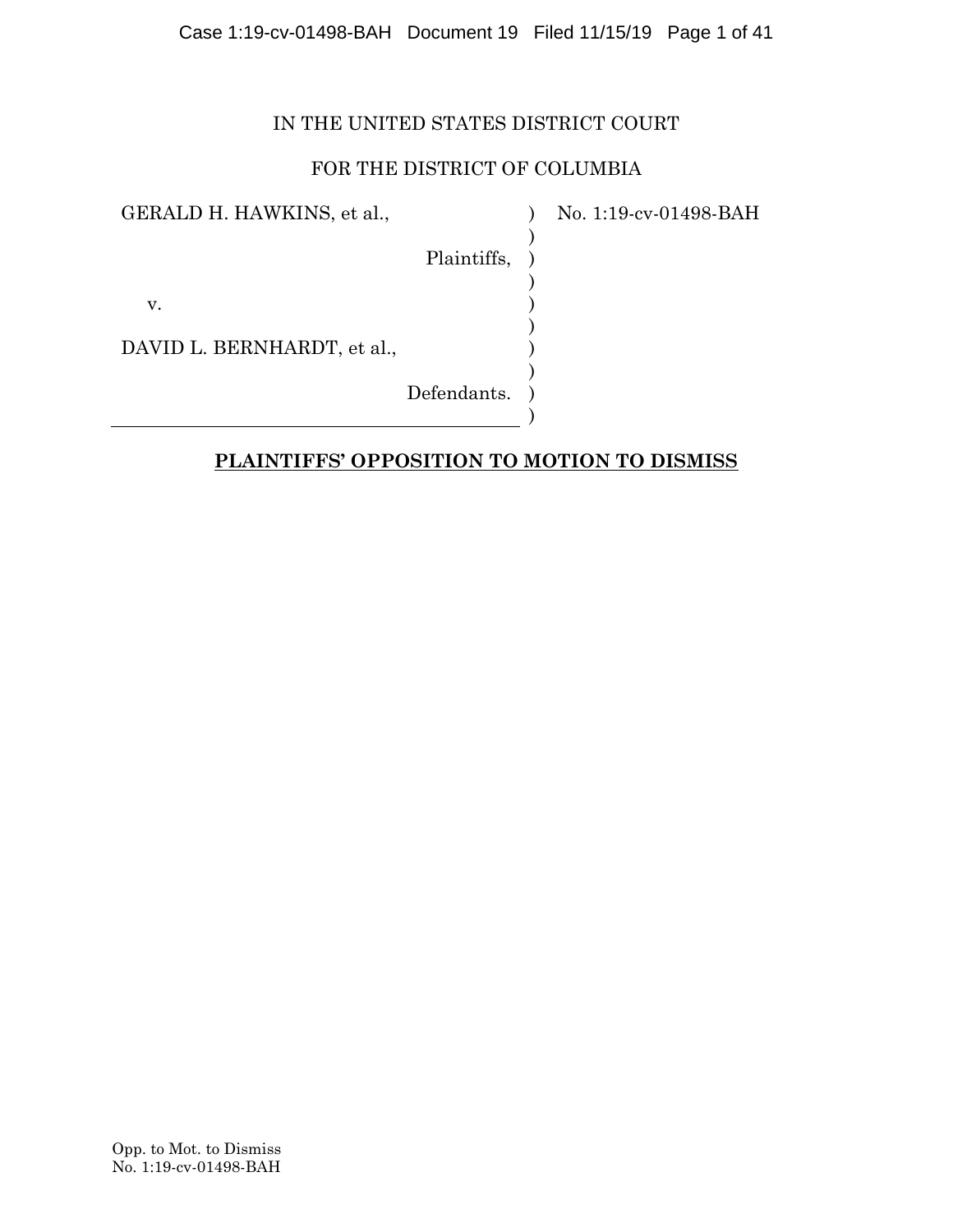IN THE UNITED STATES DISTRICT COURT

FOR THE DISTRICT OF COLUMBIA

| | | |
|---|---|---|
| GERALD H. HAWKINS, et al., | ) | No. 1:19-cv-01498-BAH |
| Plaintiffs, | ) | |
| v. | ) | |
| DAVID L. BERNHARDT, et al., | ) | |
| Defendants. | ) | |

**PLAINTIFFS' OPPOSITION TO MOTION TO DISMISS**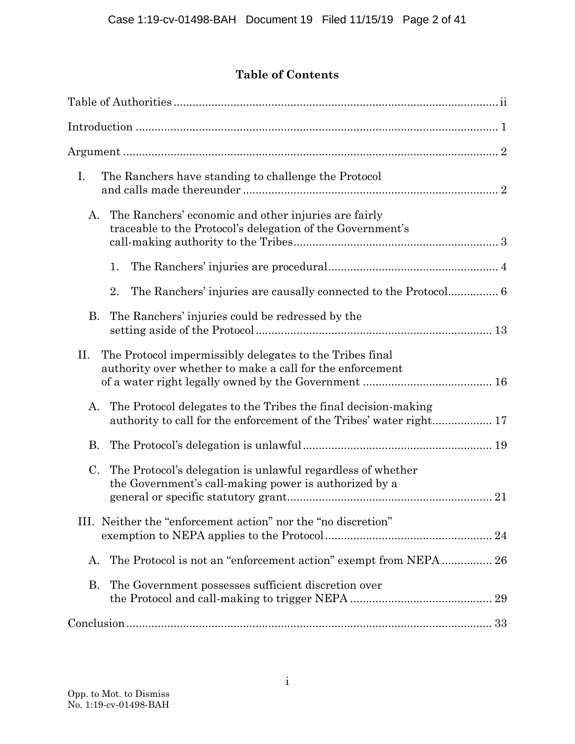## Table of Contents

Table of Authorities ..... ii

Introduction ..... 1

Argument ..... 2

- I. The Ranchers have standing to challenge the Protocol and calls made thereunder ..... 2
  - A. The Ranchers' economic and other injuries are fairly traceable to the Protocol's delegation of the Government's call-making authority to the Tribes ..... 3
    - 1. The Ranchers' injuries are procedural ..... 4
    - 2. The Ranchers' injuries are causally connected to the Protocol ..... 6
  - B. The Ranchers' injuries could be redressed by the setting aside of the Protocol ..... 13
- II. The Protocol impermissibly delegates to the Tribes final authority over whether to make a call for the enforcement of a water right legally owned by the Government ..... 16
  - A. The Protocol delegates to the Tribes the final decision-making authority to call for the enforcement of the Tribes' water right ..... 17
  - B. The Protocol's delegation is unlawful ..... 19
  - C. The Protocol's delegation is unlawful regardless of whether the Government's call-making power is authorized by a general or specific statutory grant ..... 21
- III. Neither the "enforcement action" nor the "no discretion" exemption to NEPA applies to the Protocol ..... 24
  - A. The Protocol is not an "enforcement action" exempt from NEPA ..... 26
  - B. The Government possesses sufficient discretion over the Protocol and call-making to trigger NEPA ..... 29

Conclusion ..... 33

Opp. to Mot. to Dismiss
No. 1:19-cv-01498-BAH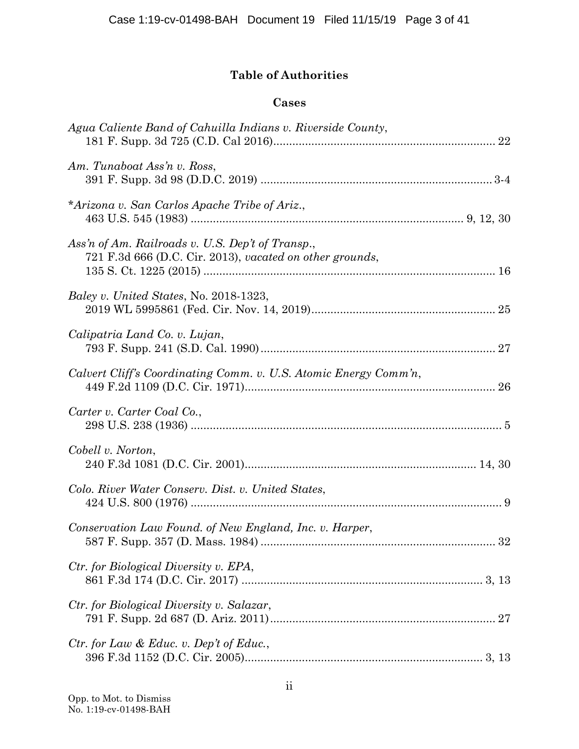# Table of Authorities

## Cases

*Agua Caliente Band of Cahuilla Indians v. Riverside County*,
181 F. Supp. 3d 725 (C.D. Cal 2016) ..................................................................... 22

*Am. Tunaboat Ass'n v. Ross*,
391 F. Supp. 3d 98 (D.D.C. 2019) ........................................................................ 3-4

\**Arizona v. San Carlos Apache Tribe of Ariz.*,
463 U.S. 545 (1983) ..................................................................................... 9, 12, 30

*Ass'n of Am. Railroads v. U.S. Dep't of Transp.*,
721 F.3d 666 (D.C. Cir. 2013), *vacated on other grounds*,
135 S. Ct. 1225 (2015) .......................................................................................... 16

*Baley v. United States*, No. 2018-1323,
2019 WL 5995861 (Fed. Cir. Nov. 14, 2019) ......................................................... 25

*Calipatria Land Co. v. Lujan*,
793 F. Supp. 241 (S.D. Cal. 1990) ......................................................................... 27

*Calvert Cliff's Coordinating Comm. v. U.S. Atomic Energy Comm'n*,
449 F.2d 1109 (D.C. Cir. 1971) .............................................................................. 26

*Carter v. Carter Coal Co.*,
298 U.S. 238 (1936) .................................................................................................. 5

*Cobell v. Norton*,
240 F.3d 1081 (D.C. Cir. 2001) ........................................................................ 14, 30

*Colo. River Water Conserv. Dist. v. United States*,
424 U.S. 800 (1976) .................................................................................................. 9

*Conservation Law Found. of New England, Inc. v. Harper*,
587 F. Supp. 357 (D. Mass. 1984) ......................................................................... 32

*Ctr. for Biological Diversity v. EPA*,
861 F.3d 174 (D.C. Cir. 2017) ........................................................................... 3, 13

*Ctr. for Biological Diversity v. Salazar*,
791 F. Supp. 2d 687 (D. Ariz. 2011) ...................................................................... 27

*Ctr. for Law & Educ. v. Dep't of Educ.*,
396 F.3d 1152 (D.C. Cir. 2005) ........................................................................... 3, 13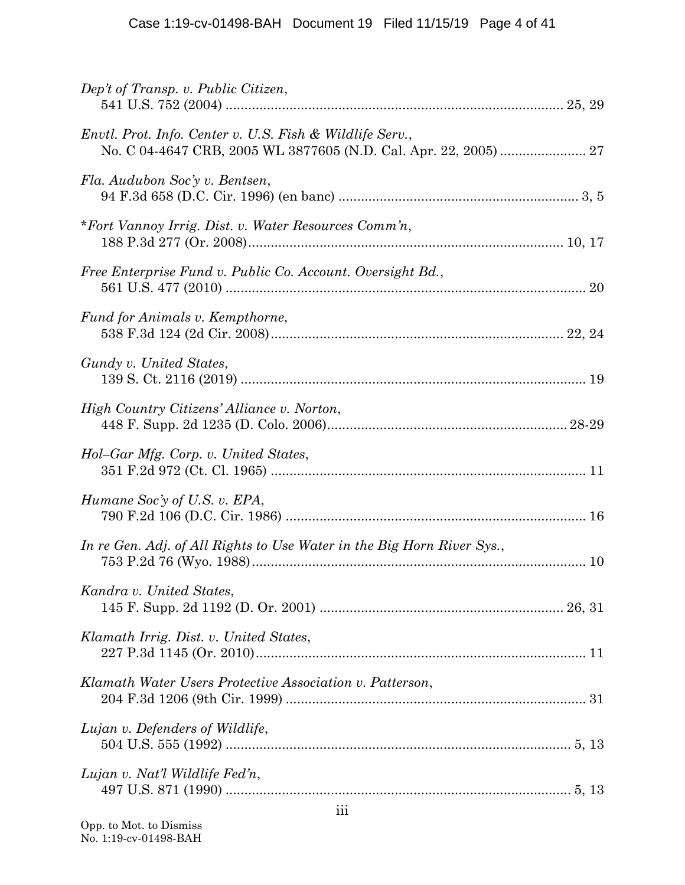*Dep't of Transp. v. Public Citizen*,
541 U.S. 752 (2004) ........................................................................................ 25, 29

*Envtl. Prot. Info. Center v. U.S. Fish & Wildlife Serv.*,
No. C 04-4647 CRB, 2005 WL 3877605 (N.D. Cal. Apr. 22, 2005) ....................... 27

*Fla. Audubon Soc'y v. Bentsen*,
94 F.3d 658 (D.C. Cir. 1996) (en banc) ............................................................... 3, 5

\**Fort Vannoy Irrig. Dist. v. Water Resources Comm'n*,
188 P.3d 277 (Or. 2008) .................................................................................. 10, 17

*Free Enterprise Fund v. Public Co. Account. Oversight Bd.*,
561 U.S. 477 (2010) ............................................................................................. 20

*Fund for Animals v. Kempthorne*,
538 F.3d 124 (2d Cir. 2008) .............................................................................. 22, 24

*Gundy v. United States*,
139 S. Ct. 2116 (2019) ......................................................................................... 19

*High Country Citizens' Alliance v. Norton*,
448 F. Supp. 2d 1235 (D. Colo. 2006) ............................................................... 28-29

*Hol–Gar Mfg. Corp. v. United States*,
351 F.2d 972 (Ct. Cl. 1965) .................................................................................. 11

*Humane Soc'y of U.S. v. EPA*,
790 F.2d 106 (D.C. Cir. 1986) ............................................................................... 16

*In re Gen. Adj. of All Rights to Use Water in the Big Horn River Sys.*,
753 P.2d 76 (Wyo. 1988) ....................................................................................... 10

*Kandra v. United States*,
145 F. Supp. 2d 1192 (D. Or. 2001) ................................................................ 26, 31

*Klamath Irrig. Dist. v. United States*,
227 P.3d 1145 (Or. 2010) ...................................................................................... 11

*Klamath Water Users Protective Association v. Patterson*,
204 F.3d 1206 (9th Cir. 1999) ............................................................................... 31

*Lujan v. Defenders of Wildlife*,
504 U.S. 555 (1992) ........................................................................................... 5, 13

*Lujan v. Nat'l Wildlife Fed'n*,
497 U.S. 871 (1990) ........................................................................................... 5, 13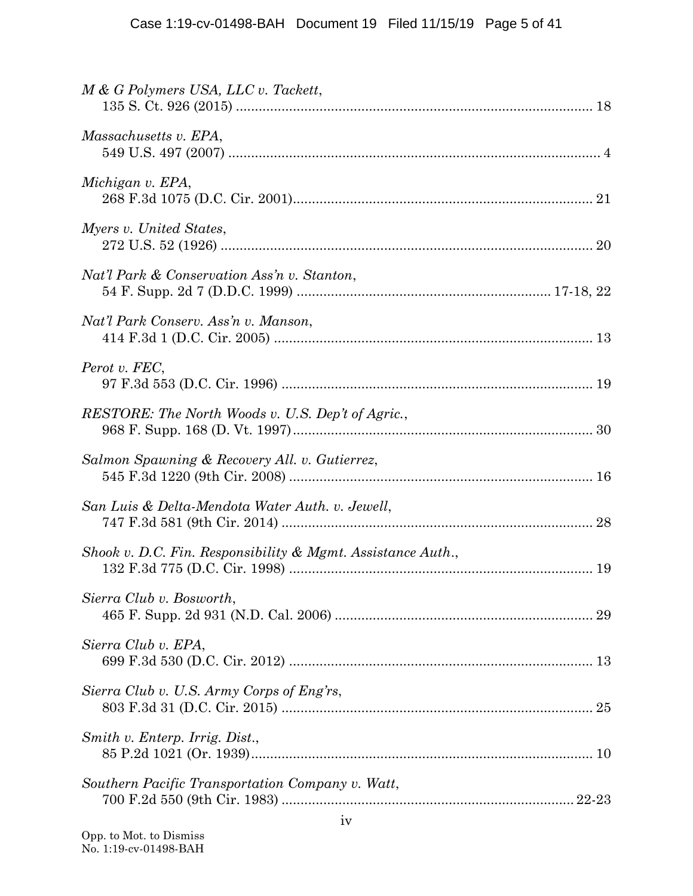*M & G Polymers USA, LLC v. Tackett*,
135 S. Ct. 926 (2015) ............................................................................................ 18

*Massachusetts v. EPA*,
549 U.S. 497 (2007) ................................................................................................ 4

*Michigan v. EPA*,
268 F.3d 1075 (D.C. Cir. 2001)............................................................................. 21

*Myers v. United States*,
272 U.S. 52 (1926) ................................................................................................ 20

*Nat'l Park & Conservation Ass'n v. Stanton*,
54 F. Supp. 2d 7 (D.D.C. 1999) ................................................................ 17-18, 22

*Nat'l Park Conserv. Ass'n v. Manson*,
414 F.3d 1 (D.C. Cir. 2005) .................................................................................. 13

*Perot v. FEC*,
97 F.3d 553 (D.C. Cir. 1996) ................................................................................ 19

*RESTORE: The North Woods v. U.S. Dep't of Agric.*,
968 F. Supp. 168 (D. Vt. 1997)............................................................................. 30

*Salmon Spawning & Recovery All. v. Gutierrez*,
545 F.3d 1220 (9th Cir. 2008) .............................................................................. 16

*San Luis & Delta-Mendota Water Auth. v. Jewell*,
747 F.3d 581 (9th Cir. 2014) ................................................................................ 28

*Shook v. D.C. Fin. Responsibility & Mgmt. Assistance Auth.*,
132 F.3d 775 (D.C. Cir. 1998) .............................................................................. 19

*Sierra Club v. Bosworth*,
465 F. Supp. 2d 931 (N.D. Cal. 2006) .................................................................. 29

*Sierra Club v. EPA*,
699 F.3d 530 (D.C. Cir. 2012) .............................................................................. 13

*Sierra Club v. U.S. Army Corps of Eng'rs*,
803 F.3d 31 (D.C. Cir. 2015) ................................................................................ 25

*Smith v. Enterp. Irrig. Dist.*,
85 P.2d 1021 (Or. 1939)........................................................................................ 10

*Southern Pacific Transportation Company v. Watt*,
700 F.2d 550 (9th Cir. 1983) ............................................................................ 22-23

Opp. to Mot. to Dismiss
No. 1:19-cv-01498-BAH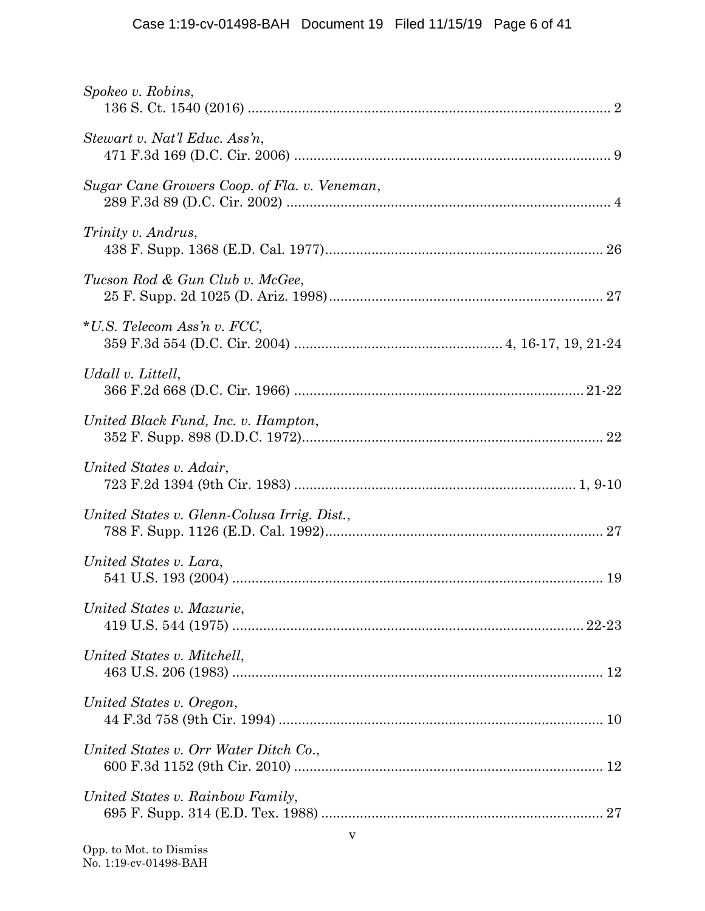*Spokeo v. Robins*,
136 S. Ct. 1540 (2016) ..................................................................................... 2

*Stewart v. Nat'l Educ. Ass'n*,
471 F.3d 169 (D.C. Cir. 2006) ......................................................................... 9

*Sugar Cane Growers Coop. of Fla. v. Veneman*,
289 F.3d 89 (D.C. Cir. 2002) ........................................................................... 4

*Trinity v. Andrus*,
438 F. Supp. 1368 (E.D. Cal. 1977)............................................................... 26

*Tucson Rod & Gun Club v. McGee*,
25 F. Supp. 2d 1025 (D. Ariz. 1998).............................................................. 27

**U.S. Telecom Ass'n v. FCC*,
359 F.3d 554 (D.C. Cir. 2004) ............................................. 4, 16-17, 19, 21-24

*Udall v. Littell*,
366 F.2d 668 (D.C. Cir. 1966) .................................................................. 21-22

*United Black Fund, Inc. v. Hampton*,
352 F. Supp. 898 (D.D.C. 1972)..................................................................... 22

*United States v. Adair*,
723 F.2d 1394 (9th Cir. 1983) ............................................................... 1, 9-10

*United States v. Glenn-Colusa Irrig. Dist.*,
788 F. Supp. 1126 (E.D. Cal. 1992)............................................................... 27

*United States v. Lara*,
541 U.S. 193 (2004) ....................................................................................... 19

*United States v. Mazurie*,
419 U.S. 544 (1975) ................................................................................. 22-23

*United States v. Mitchell*,
463 U.S. 206 (1983) ....................................................................................... 12

*United States v. Oregon*,
44 F.3d 758 (9th Cir. 1994) ........................................................................... 10

*United States v. Orr Water Ditch Co.*,
600 F.3d 1152 (9th Cir. 2010) ....................................................................... 12

*United States v. Rainbow Family*,
695 F. Supp. 314 (E.D. Tex. 1988) ................................................................ 27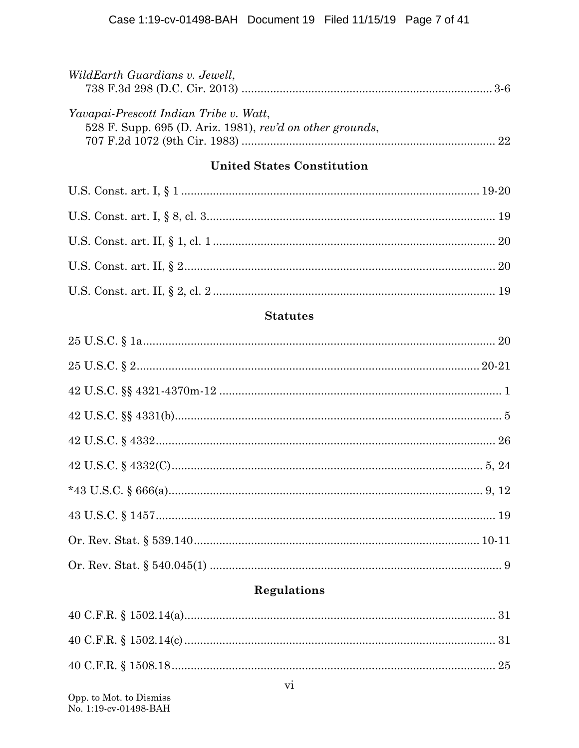*WildEarth Guardians v. Jewell*,
738 F.3d 298 (D.C. Cir. 2013) .............................................................................. 3-6

*Yavapai-Prescott Indian Tribe v. Watt*,
528 F. Supp. 695 (D. Ariz. 1981), *rev'd on other grounds*,
707 F.2d 1072 (9th Cir. 1983) .............................................................................. 22

**United States Constitution**

U.S. Const. art. I, § 1 ............................................................................................ 19-20

U.S. Const. art. I, § 8, cl. 3 ..................................................................................... 19

U.S. Const. art. II, § 1, cl. 1 .................................................................................... 20

U.S. Const. art. II, § 2 ............................................................................................ 20

U.S. Const. art. II, § 2, cl. 2 .................................................................................... 19

**Statutes**

25 U.S.C. § 1a ........................................................................................................ 20

25 U.S.C. § 2 ......................................................................................................... 20-21

42 U.S.C. §§ 4321-4370m-12 .................................................................................. 1

42 U.S.C. §§ 4331(b) ................................................................................................ 5

42 U.S.C. § 4332 .................................................................................................... 26

42 U.S.C. § 4332(C) ............................................................................................. 5, 24

*43 U.S.C. § 666(a) .............................................................................................. 9, 12

43 U.S.C. § 1457 .................................................................................................... 19

Or. Rev. Stat. § 539.140 ...................................................................................... 10-11

Or. Rev. Stat. § 540.045(1) ....................................................................................... 9

**Regulations**

40 C.F.R. § 1502.14(a) ............................................................................................ 31

40 C.F.R. § 1502.14(c) ............................................................................................ 31

40 C.F.R. § 1508.18 ................................................................................................ 25

Opp. to Mot. to Dismiss
No. 1:19-cv-01498-BAH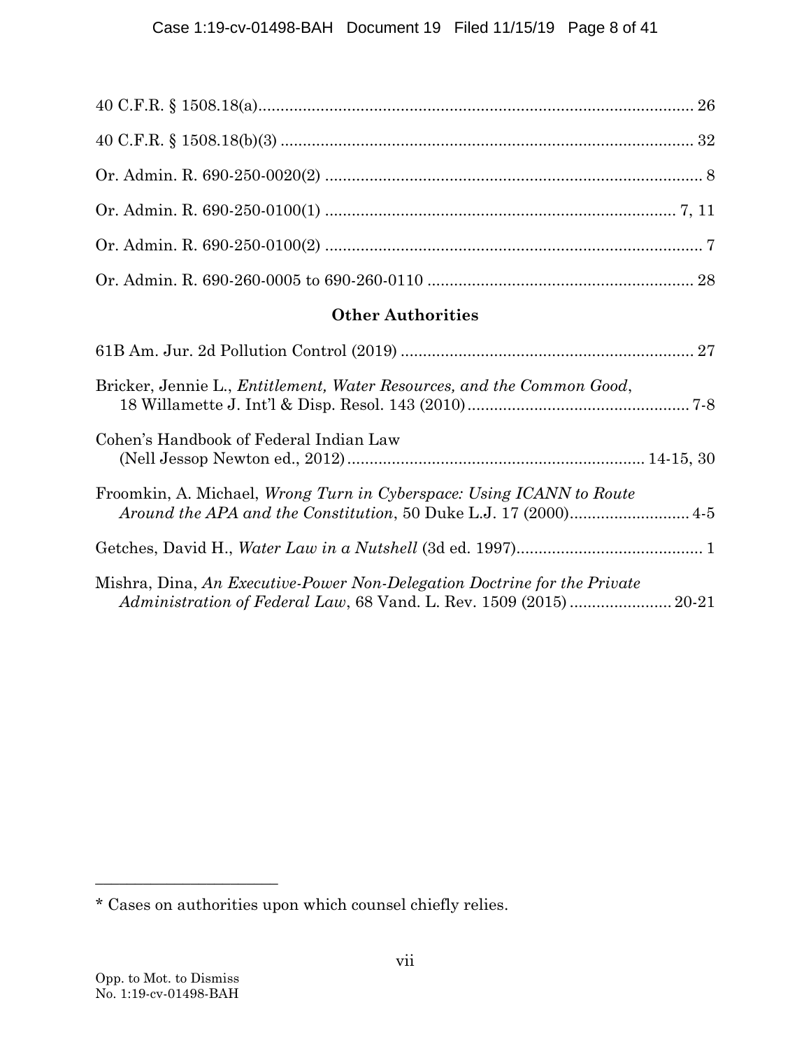40 C.F.R. § 1508.18(a) .......................................................................................... 26

40 C.F.R. § 1508.18(b)(3) ....................................................................................... 32

Or. Admin. R. 690-250-0020(2) ............................................................................... 8

Or. Admin. R. 690-250-0100(1) ......................................................................... 7, 11

Or. Admin. R. 690-250-0100(2) ............................................................................... 7

Or. Admin. R. 690-260-0005 to 690-260-0110 ....................................................... 28

## Other Authorities

61B Am. Jur. 2d Pollution Control (2019) ............................................................. 27

Bricker, Jennie L., *Entitlement, Water Resources, and the Common Good*, 18 Willamette J. Int'l & Disp. Resol. 143 (2010) ............................................. 7-8

Cohen's Handbook of Federal Indian Law (Nell Jessop Newton ed., 2012) ............................................................ 14-15, 30

Froomkin, A. Michael, *Wrong Turn in Cyberspace: Using ICANN to Route Around the APA and the Constitution*, 50 Duke L.J. 17 (2000) ........................ 4-5

Getches, David H., *Water Law in a Nutshell* (3d ed. 1997) ........................................ 1

Mishra, Dina, *An Executive-Power Non-Delegation Doctrine for the Private Administration of Federal Law*, 68 Vand. L. Rev. 1509 (2015) ..................... 20-21

---

* Cases on authorities upon which counsel chiefly relies.

Opp. to Mot. to Dismiss
No. 1:19-cv-01498-BAH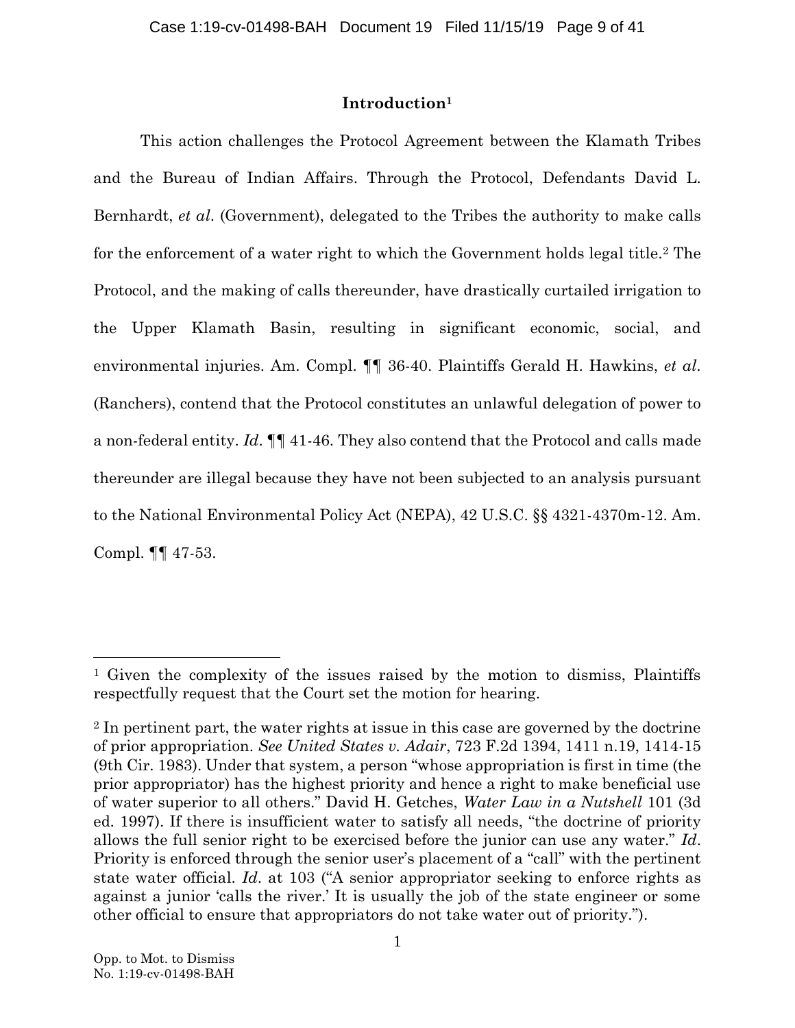## Introduction[1]

This action challenges the Protocol Agreement between the Klamath Tribes and the Bureau of Indian Affairs. Through the Protocol, Defendants David L. Bernhardt, *et al*. (Government), delegated to the Tribes the authority to make calls for the enforcement of a water right to which the Government holds legal title.[2] The Protocol, and the making of calls thereunder, have drastically curtailed irrigation to the Upper Klamath Basin, resulting in significant economic, social, and environmental injuries. Am. Compl. ¶¶ 36-40. Plaintiffs Gerald H. Hawkins, *et al*. (Ranchers), contend that the Protocol constitutes an unlawful delegation of power to a non-federal entity. *Id*. ¶¶ 41-46. They also contend that the Protocol and calls made thereunder are illegal because they have not been subjected to an analysis pursuant to the National Environmental Policy Act (NEPA), 42 U.S.C. §§ 4321-4370m-12. Am. Compl. ¶¶ 47-53.

---

[1] Given the complexity of the issues raised by the motion to dismiss, Plaintiffs respectfully request that the Court set the motion for hearing.

[2] In pertinent part, the water rights at issue in this case are governed by the doctrine of prior appropriation. *See United States v. Adair*, 723 F.2d 1394, 1411 n.19, 1414-15 (9th Cir. 1983). Under that system, a person "whose appropriation is first in time (the prior appropriator) has the highest priority and hence a right to make beneficial use of water superior to all others." David H. Getches, *Water Law in a Nutshell* 101 (3d ed. 1997). If there is insufficient water to satisfy all needs, "the doctrine of priority allows the full senior right to be exercised before the junior can use any water." *Id*. Priority is enforced through the senior user's placement of a "call" with the pertinent state water official. *Id*. at 103 ("A senior appropriator seeking to enforce rights as against a junior 'calls the river.' It is usually the job of the state engineer or some other official to ensure that appropriators do not take water out of priority.").

Opp. to Mot. to Dismiss
No. 1:19-cv-01498-BAH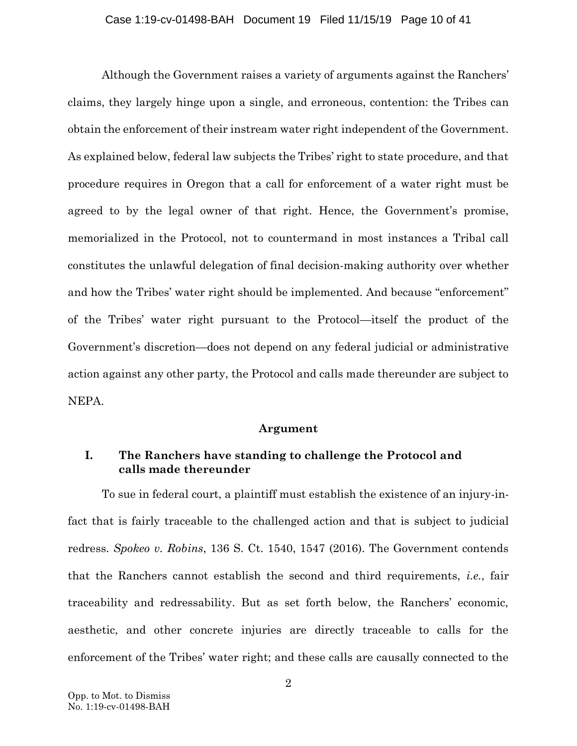Although the Government raises a variety of arguments against the Ranchers' claims, they largely hinge upon a single, and erroneous, contention: the Tribes can obtain the enforcement of their instream water right independent of the Government. As explained below, federal law subjects the Tribes' right to state procedure, and that procedure requires in Oregon that a call for enforcement of a water right must be agreed to by the legal owner of that right. Hence, the Government's promise, memorialized in the Protocol, not to countermand in most instances a Tribal call constitutes the unlawful delegation of final decision-making authority over whether and how the Tribes' water right should be implemented. And because "enforcement" of the Tribes' water right pursuant to the Protocol—itself the product of the Government's discretion—does not depend on any federal judicial or administrative action against any other party, the Protocol and calls made thereunder are subject to NEPA.

## Argument

### I. The Ranchers have standing to challenge the Protocol and calls made thereunder

To sue in federal court, a plaintiff must establish the existence of an injury-in-fact that is fairly traceable to the challenged action and that is subject to judicial redress. *Spokeo v. Robins*, 136 S. Ct. 1540, 1547 (2016). The Government contends that the Ranchers cannot establish the second and third requirements, *i.e.*, fair traceability and redressability. But as set forth below, the Ranchers' economic, aesthetic, and other concrete injuries are directly traceable to calls for the enforcement of the Tribes' water right; and these calls are causally connected to the

Opp. to Mot. to Dismiss
No. 1:19-cv-01498-BAH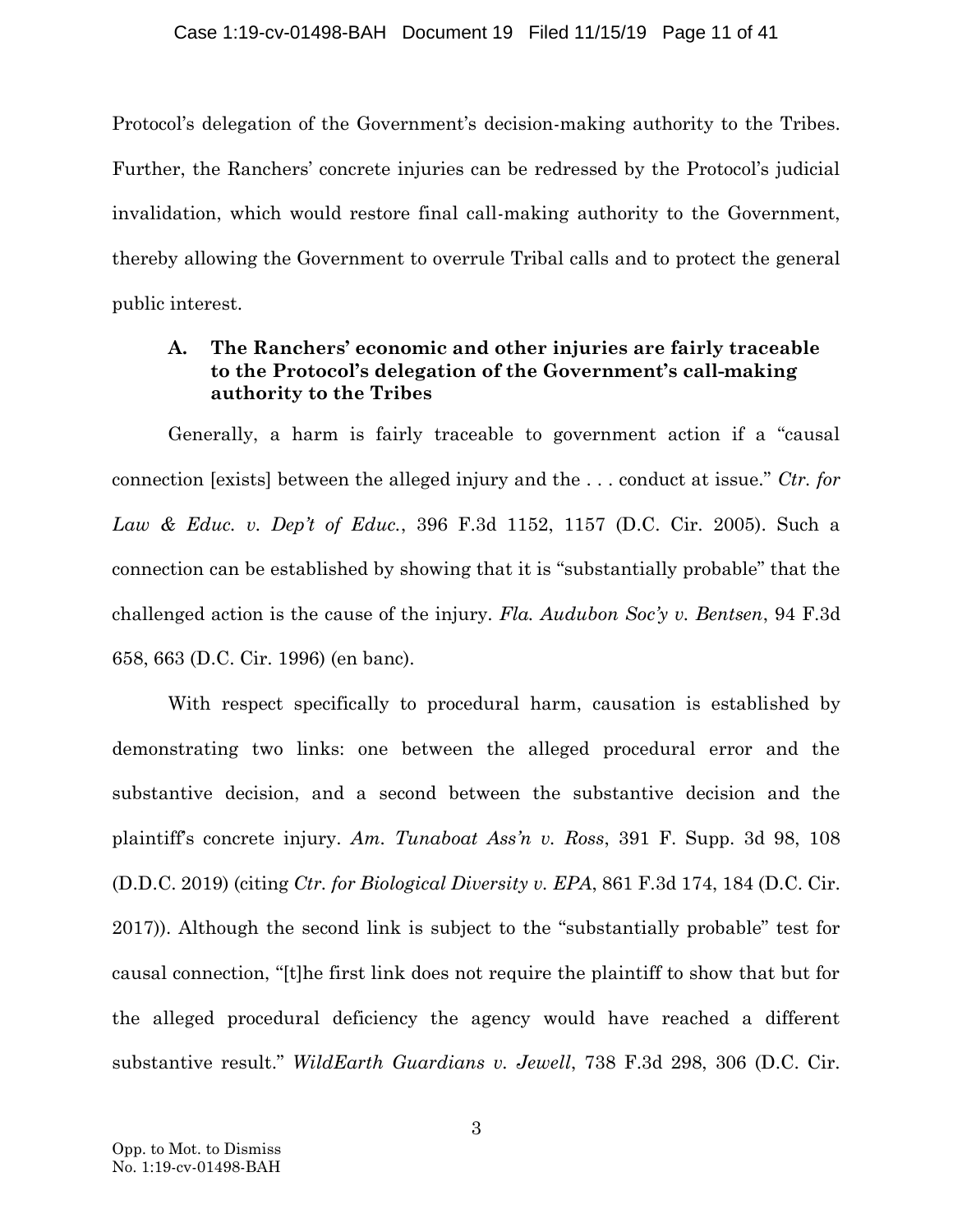Protocol's delegation of the Government's decision-making authority to the Tribes. Further, the Ranchers' concrete injuries can be redressed by the Protocol's judicial invalidation, which would restore final call-making authority to the Government, thereby allowing the Government to overrule Tribal calls and to protect the general public interest.

### A. The Ranchers' economic and other injuries are fairly traceable to the Protocol's delegation of the Government's call-making authority to the Tribes

Generally, a harm is fairly traceable to government action if a "causal connection [exists] between the alleged injury and the . . . conduct at issue." *Ctr. for Law & Educ. v. Dep't of Educ.*, 396 F.3d 1152, 1157 (D.C. Cir. 2005). Such a connection can be established by showing that it is "substantially probable" that the challenged action is the cause of the injury. *Fla. Audubon Soc'y v. Bentsen*, 94 F.3d 658, 663 (D.C. Cir. 1996) (en banc).

With respect specifically to procedural harm, causation is established by demonstrating two links: one between the alleged procedural error and the substantive decision, and a second between the substantive decision and the plaintiff's concrete injury. *Am. Tunaboat Ass'n v. Ross*, 391 F. Supp. 3d 98, 108 (D.D.C. 2019) (citing *Ctr. for Biological Diversity v. EPA*, 861 F.3d 174, 184 (D.C. Cir. 2017)). Although the second link is subject to the "substantially probable" test for causal connection, "[t]he first link does not require the plaintiff to show that but for the alleged procedural deficiency the agency would have reached a different substantive result." *WildEarth Guardians v. Jewell*, 738 F.3d 298, 306 (D.C. Cir.

Opp. to Mot. to Dismiss
No. 1:19-cv-01498-BAH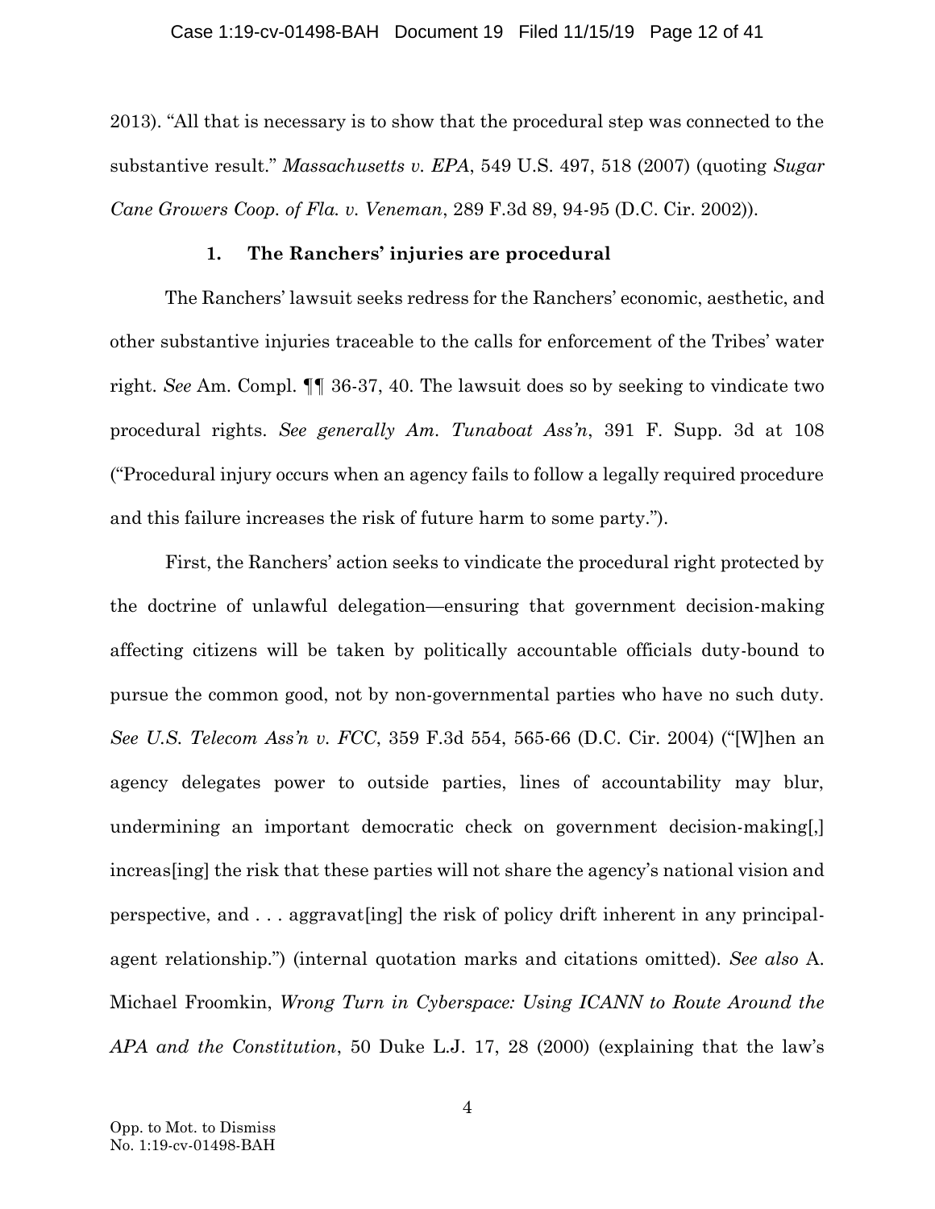2013). "All that is necessary is to show that the procedural step was connected to the substantive result." *Massachusetts v. EPA*, 549 U.S. 497, 518 (2007) (quoting *Sugar Cane Growers Coop. of Fla. v. Veneman*, 289 F.3d 89, 94-95 (D.C. Cir. 2002)).

### 1. The Ranchers' injuries are procedural

The Ranchers' lawsuit seeks redress for the Ranchers' economic, aesthetic, and other substantive injuries traceable to the calls for enforcement of the Tribes' water right. *See* Am. Compl. ¶¶ 36-37, 40. The lawsuit does so by seeking to vindicate two procedural rights. *See generally Am. Tunaboat Ass'n*, 391 F. Supp. 3d at 108 ("Procedural injury occurs when an agency fails to follow a legally required procedure and this failure increases the risk of future harm to some party.").

First, the Ranchers' action seeks to vindicate the procedural right protected by the doctrine of unlawful delegation—ensuring that government decision-making affecting citizens will be taken by politically accountable officials duty-bound to pursue the common good, not by non-governmental parties who have no such duty. *See U.S. Telecom Ass'n v. FCC*, 359 F.3d 554, 565-66 (D.C. Cir. 2004) ("[W]hen an agency delegates power to outside parties, lines of accountability may blur, undermining an important democratic check on government decision-making[,] increas[ing] the risk that these parties will not share the agency's national vision and perspective, and . . . aggravat[ing] the risk of policy drift inherent in any principal-agent relationship.") (internal quotation marks and citations omitted). *See also* A. Michael Froomkin, *Wrong Turn in Cyberspace: Using ICANN to Route Around the APA and the Constitution*, 50 Duke L.J. 17, 28 (2000) (explaining that the law's

Opp. to Mot. to Dismiss
No. 1:19-cv-01498-BAH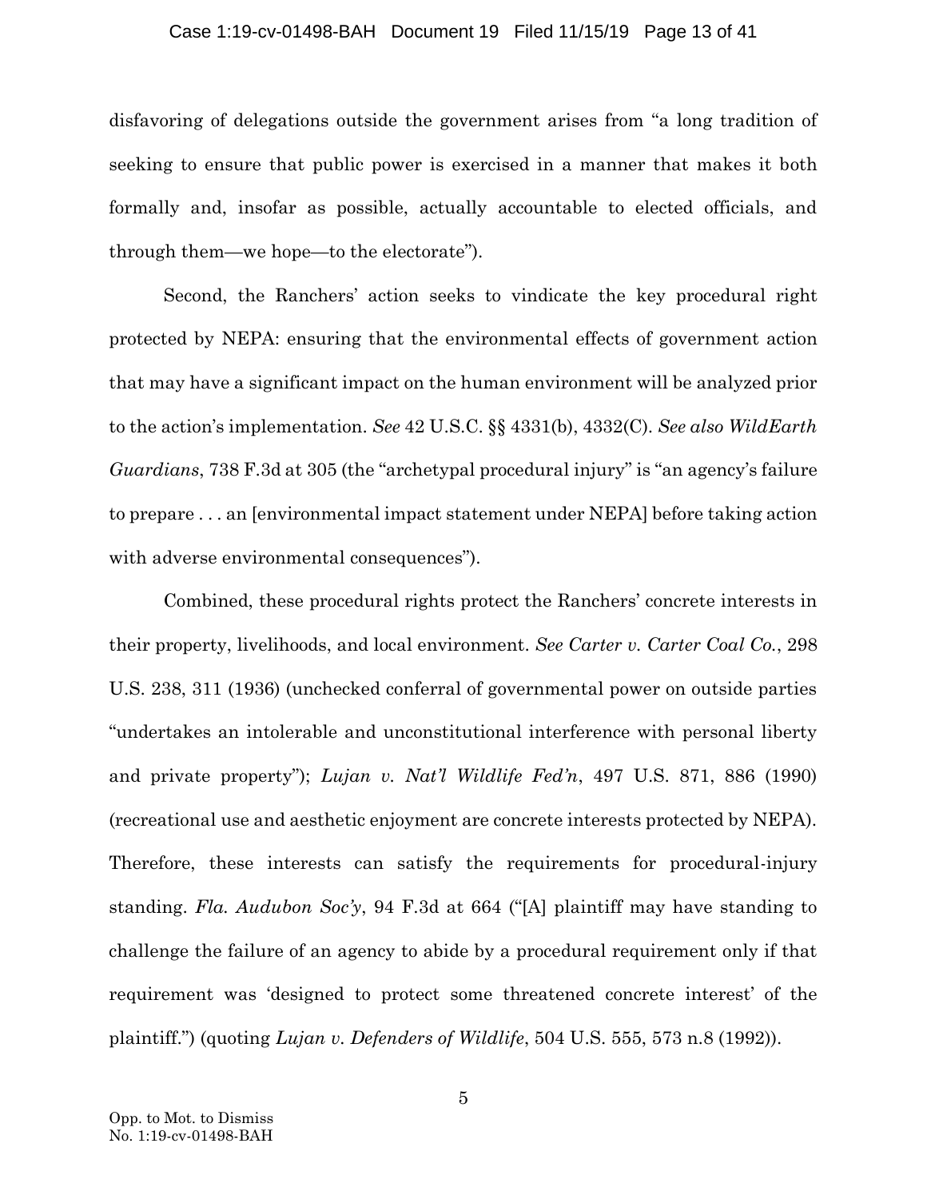disfavoring of delegations outside the government arises from "a long tradition of seeking to ensure that public power is exercised in a manner that makes it both formally and, insofar as possible, actually accountable to elected officials, and through them—we hope—to the electorate").

Second, the Ranchers' action seeks to vindicate the key procedural right protected by NEPA: ensuring that the environmental effects of government action that may have a significant impact on the human environment will be analyzed prior to the action's implementation. *See* 42 U.S.C. §§ 4331(b), 4332(C). *See also WildEarth Guardians*, 738 F.3d at 305 (the "archetypal procedural injury" is "an agency's failure to prepare . . . an [environmental impact statement under NEPA] before taking action with adverse environmental consequences").

Combined, these procedural rights protect the Ranchers' concrete interests in their property, livelihoods, and local environment. *See Carter v. Carter Coal Co.*, 298 U.S. 238, 311 (1936) (unchecked conferral of governmental power on outside parties "undertakes an intolerable and unconstitutional interference with personal liberty and private property"); *Lujan v. Nat'l Wildlife Fed'n*, 497 U.S. 871, 886 (1990) (recreational use and aesthetic enjoyment are concrete interests protected by NEPA). Therefore, these interests can satisfy the requirements for procedural-injury standing. *Fla. Audubon Soc'y*, 94 F.3d at 664 ("[A] plaintiff may have standing to challenge the failure of an agency to abide by a procedural requirement only if that requirement was 'designed to protect some threatened concrete interest' of the plaintiff.") (quoting *Lujan v. Defenders of Wildlife*, 504 U.S. 555, 573 n.8 (1992)).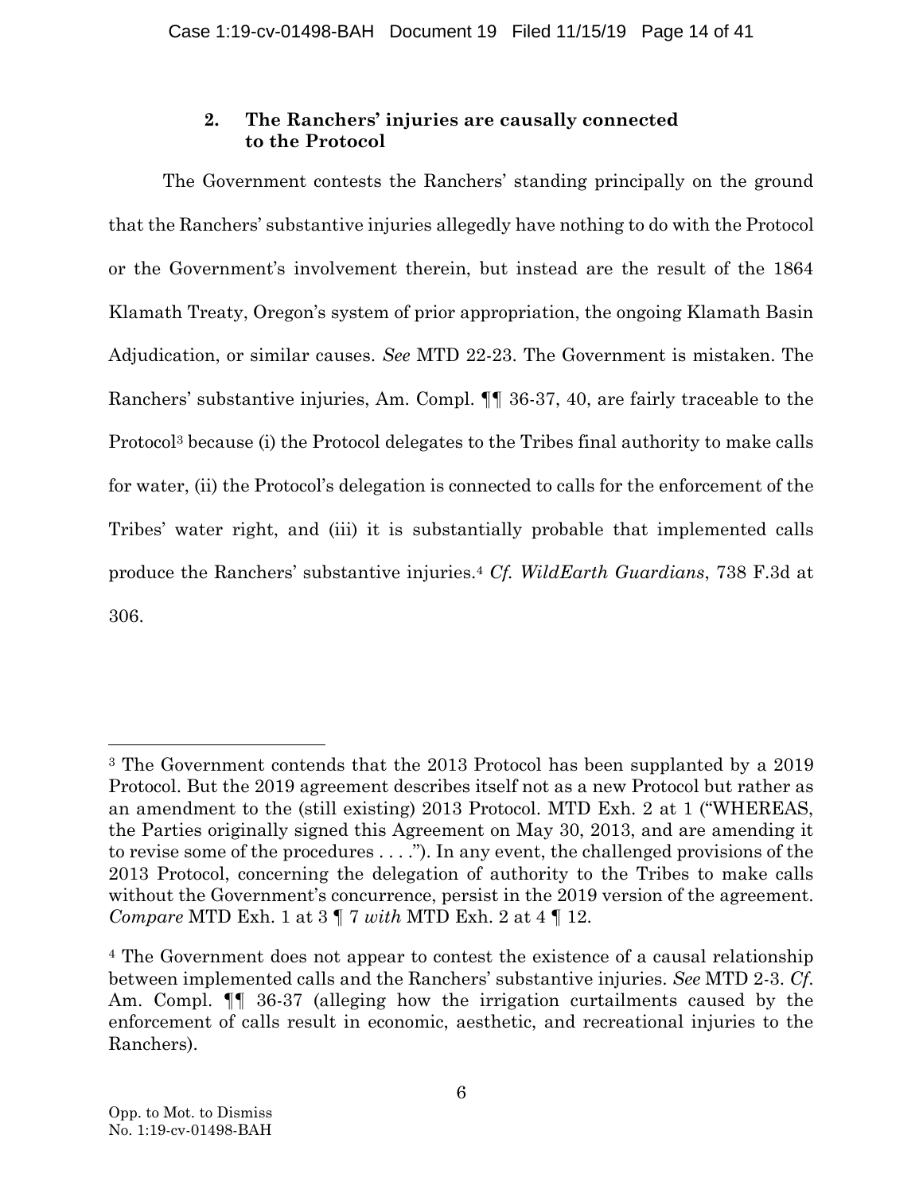### 2. The Ranchers' injuries are causally connected to the Protocol

The Government contests the Ranchers' standing principally on the ground that the Ranchers' substantive injuries allegedly have nothing to do with the Protocol or the Government's involvement therein, but instead are the result of the 1864 Klamath Treaty, Oregon's system of prior appropriation, the ongoing Klamath Basin Adjudication, or similar causes. *See* MTD 22-23. The Government is mistaken. The Ranchers' substantive injuries, Am. Compl. ¶¶ 36-37, 40, are fairly traceable to the Protocol[3] because (i) the Protocol delegates to the Tribes final authority to make calls for water, (ii) the Protocol's delegation is connected to calls for the enforcement of the Tribes' water right, and (iii) it is substantially probable that implemented calls produce the Ranchers' substantive injuries.[4] *Cf. WildEarth Guardians*, 738 F.3d at 306.

---

[3] The Government contends that the 2013 Protocol has been supplanted by a 2019 Protocol. But the 2019 agreement describes itself not as a new Protocol but rather as an amendment to the (still existing) 2013 Protocol. MTD Exh. 2 at 1 ("WHEREAS, the Parties originally signed this Agreement on May 30, 2013, and are amending it to revise some of the procedures . . . ."). In any event, the challenged provisions of the 2013 Protocol, concerning the delegation of authority to the Tribes to make calls without the Government's concurrence, persist in the 2019 version of the agreement. *Compare* MTD Exh. 1 at 3 ¶ 7 *with* MTD Exh. 2 at 4 ¶ 12.

[4] The Government does not appear to contest the existence of a causal relationship between implemented calls and the Ranchers' substantive injuries. *See* MTD 2-3. *Cf.* Am. Compl. ¶¶ 36-37 (alleging how the irrigation curtailments caused by the enforcement of calls result in economic, aesthetic, and recreational injuries to the Ranchers).

Opp. to Mot. to Dismiss
No. 1:19-cv-01498-BAH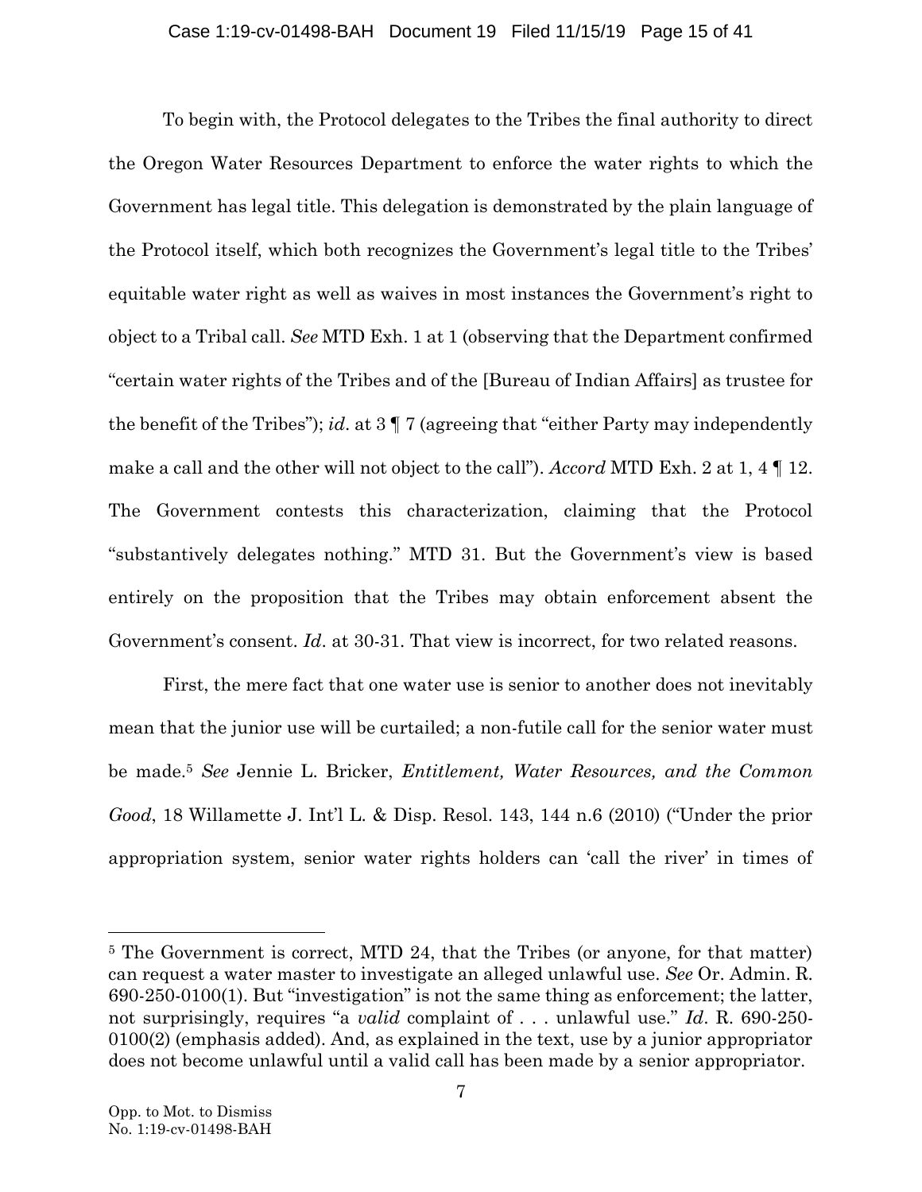To begin with, the Protocol delegates to the Tribes the final authority to direct the Oregon Water Resources Department to enforce the water rights to which the Government has legal title. This delegation is demonstrated by the plain language of the Protocol itself, which both recognizes the Government's legal title to the Tribes' equitable water right as well as waives in most instances the Government's right to object to a Tribal call. *See* MTD Exh. 1 at 1 (observing that the Department confirmed "certain water rights of the Tribes and of the [Bureau of Indian Affairs] as trustee for the benefit of the Tribes"); *id*. at 3 ¶ 7 (agreeing that "either Party may independently make a call and the other will not object to the call"). *Accord* MTD Exh. 2 at 1, 4 ¶ 12. The Government contests this characterization, claiming that the Protocol "substantively delegates nothing." MTD 31. But the Government's view is based entirely on the proposition that the Tribes may obtain enforcement absent the Government's consent. *Id*. at 30-31. That view is incorrect, for two related reasons.

First, the mere fact that one water use is senior to another does not inevitably mean that the junior use will be curtailed; a non-futile call for the senior water must be made.[5] *See* Jennie L. Bricker, *Entitlement, Water Resources, and the Common Good*, 18 Willamette J. Int'l L. & Disp. Resol. 143, 144 n.6 (2010) ("Under the prior appropriation system, senior water rights holders can 'call the river' in times of

---

[5] The Government is correct, MTD 24, that the Tribes (or anyone, for that matter) can request a water master to investigate an alleged unlawful use. *See* Or. Admin. R. 690-250-0100(1). But "investigation" is not the same thing as enforcement; the latter, not surprisingly, requires "a *valid* complaint of . . . unlawful use." *Id*. R. 690-250-0100(2) (emphasis added). And, as explained in the text, use by a junior appropriator does not become unlawful until a valid call has been made by a senior appropriator.

Opp. to Mot. to Dismiss
No. 1:19-cv-01498-BAH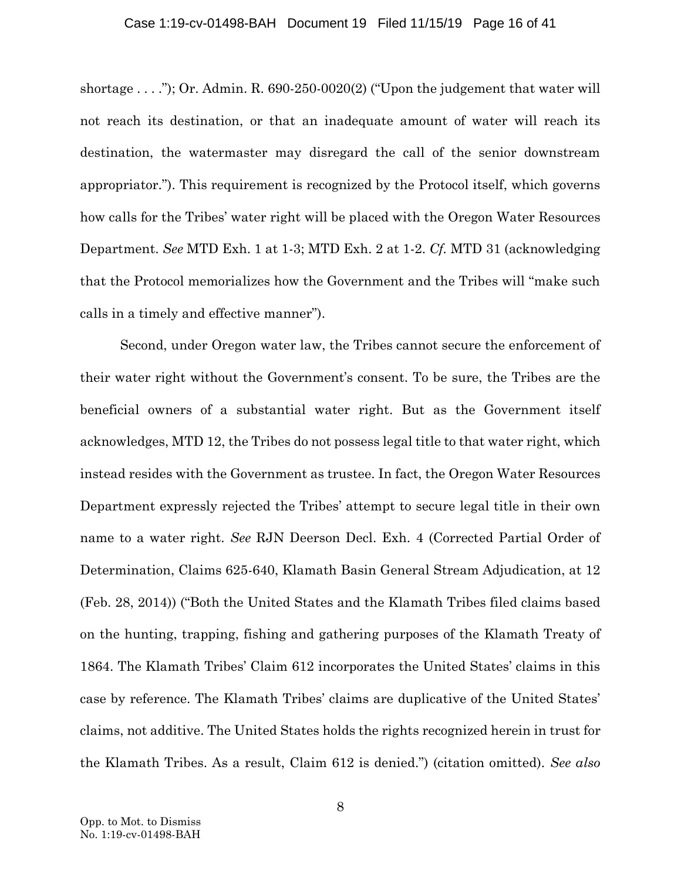shortage . . . ."); Or. Admin. R. 690-250-0020(2) ("Upon the judgement that water will not reach its destination, or that an inadequate amount of water will reach its destination, the watermaster may disregard the call of the senior downstream appropriator."). This requirement is recognized by the Protocol itself, which governs how calls for the Tribes' water right will be placed with the Oregon Water Resources Department. *See* MTD Exh. 1 at 1-3; MTD Exh. 2 at 1-2. *Cf.* MTD 31 (acknowledging that the Protocol memorializes how the Government and the Tribes will "make such calls in a timely and effective manner").

Second, under Oregon water law, the Tribes cannot secure the enforcement of their water right without the Government's consent. To be sure, the Tribes are the beneficial owners of a substantial water right. But as the Government itself acknowledges, MTD 12, the Tribes do not possess legal title to that water right, which instead resides with the Government as trustee. In fact, the Oregon Water Resources Department expressly rejected the Tribes' attempt to secure legal title in their own name to a water right. *See* RJN Deerson Decl. Exh. 4 (Corrected Partial Order of Determination, Claims 625-640, Klamath Basin General Stream Adjudication, at 12 (Feb. 28, 2014)) ("Both the United States and the Klamath Tribes filed claims based on the hunting, trapping, fishing and gathering purposes of the Klamath Treaty of 1864. The Klamath Tribes' Claim 612 incorporates the United States' claims in this case by reference. The Klamath Tribes' claims are duplicative of the United States' claims, not additive. The United States holds the rights recognized herein in trust for the Klamath Tribes. As a result, Claim 612 is denied.") (citation omitted). *See also*

Opp. to Mot. to Dismiss
No. 1:19-cv-01498-BAH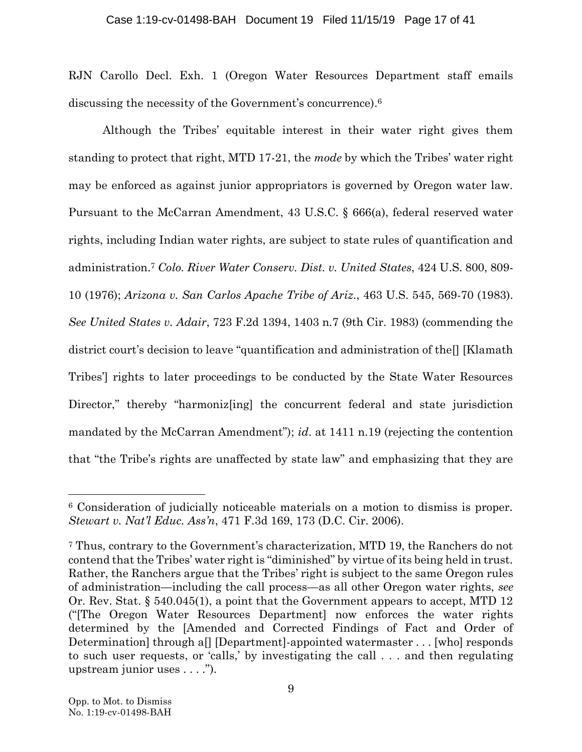RJN Carollo Decl. Exh. 1 (Oregon Water Resources Department staff emails discussing the necessity of the Government's concurrence).[6]

Although the Tribes' equitable interest in their water right gives them standing to protect that right, MTD 17-21, the *mode* by which the Tribes' water right may be enforced as against junior appropriators is governed by Oregon water law. Pursuant to the McCarran Amendment, 43 U.S.C. § 666(a), federal reserved water rights, including Indian water rights, are subject to state rules of quantification and administration.[7] *Colo. River Water Conserv. Dist. v. United States*, 424 U.S. 800, 809-10 (1976); *Arizona v. San Carlos Apache Tribe of Ariz.*, 463 U.S. 545, 569-70 (1983). *See United States v. Adair*, 723 F.2d 1394, 1403 n.7 (9th Cir. 1983) (commending the district court's decision to leave "quantification and administration of the[] [Klamath Tribes'] rights to later proceedings to be conducted by the State Water Resources Director," thereby "harmoniz[ing] the concurrent federal and state jurisdiction mandated by the McCarran Amendment"); *id*. at 1411 n.19 (rejecting the contention that "the Tribe's rights are unaffected by state law" and emphasizing that they are

---

[6] Consideration of judicially noticeable materials on a motion to dismiss is proper. *Stewart v. Nat'l Educ. Ass'n*, 471 F.3d 169, 173 (D.C. Cir. 2006).

[7] Thus, contrary to the Government's characterization, MTD 19, the Ranchers do not contend that the Tribes' water right is "diminished" by virtue of its being held in trust. Rather, the Ranchers argue that the Tribes' right is subject to the same Oregon rules of administration—including the call process—as all other Oregon water rights, *see* Or. Rev. Stat. § 540.045(1), a point that the Government appears to accept, MTD 12 ("[The Oregon Water Resources Department] now enforces the water rights determined by the [Amended and Corrected Findings of Fact and Order of Determination] through a[] [Department]-appointed watermaster . . . [who] responds to such user requests, or 'calls,' by investigating the call . . . and then regulating upstream junior uses . . . .").

Opp. to Mot. to Dismiss
No. 1:19-cv-01498-BAH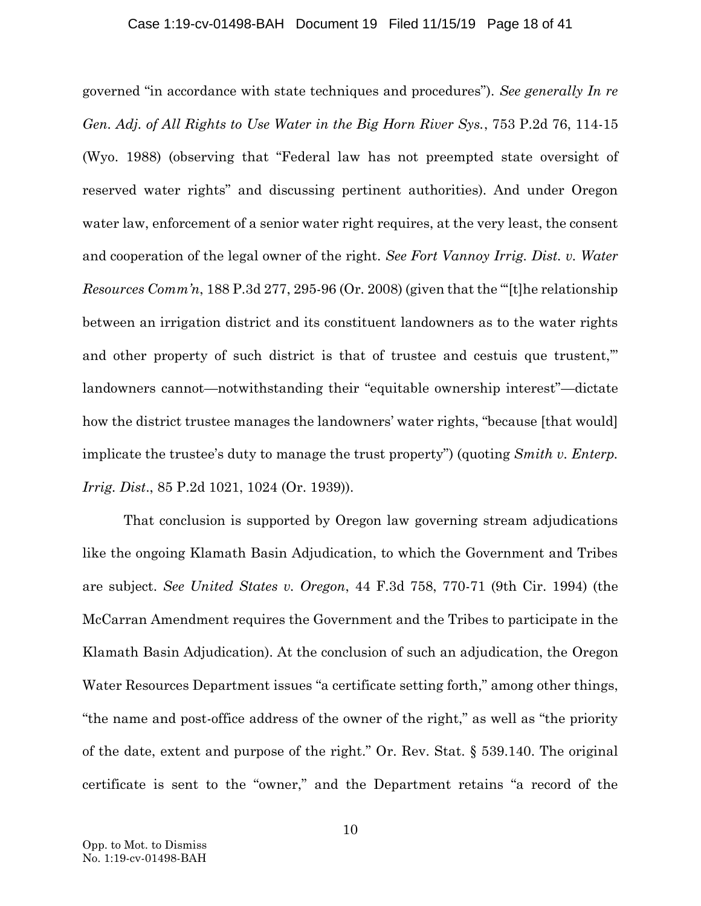governed "in accordance with state techniques and procedures"). *See generally In re Gen. Adj. of All Rights to Use Water in the Big Horn River Sys.*, 753 P.2d 76, 114-15 (Wyo. 1988) (observing that "Federal law has not preempted state oversight of reserved water rights" and discussing pertinent authorities). And under Oregon water law, enforcement of a senior water right requires, at the very least, the consent and cooperation of the legal owner of the right. *See Fort Vannoy Irrig. Dist. v. Water Resources Comm'n*, 188 P.3d 277, 295-96 (Or. 2008) (given that the "'[t]he relationship between an irrigation district and its constituent landowners as to the water rights and other property of such district is that of trustee and cestuis que trustent,'" landowners cannot—notwithstanding their "equitable ownership interest"—dictate how the district trustee manages the landowners' water rights, "because [that would] implicate the trustee's duty to manage the trust property") (quoting *Smith v. Enterp. Irrig. Dist*., 85 P.2d 1021, 1024 (Or. 1939)).

That conclusion is supported by Oregon law governing stream adjudications like the ongoing Klamath Basin Adjudication, to which the Government and Tribes are subject. *See United States v. Oregon*, 44 F.3d 758, 770-71 (9th Cir. 1994) (the McCarran Amendment requires the Government and the Tribes to participate in the Klamath Basin Adjudication). At the conclusion of such an adjudication, the Oregon Water Resources Department issues "a certificate setting forth," among other things, "the name and post-office address of the owner of the right," as well as "the priority of the date, extent and purpose of the right." Or. Rev. Stat. § 539.140. The original certificate is sent to the "owner," and the Department retains "a record of the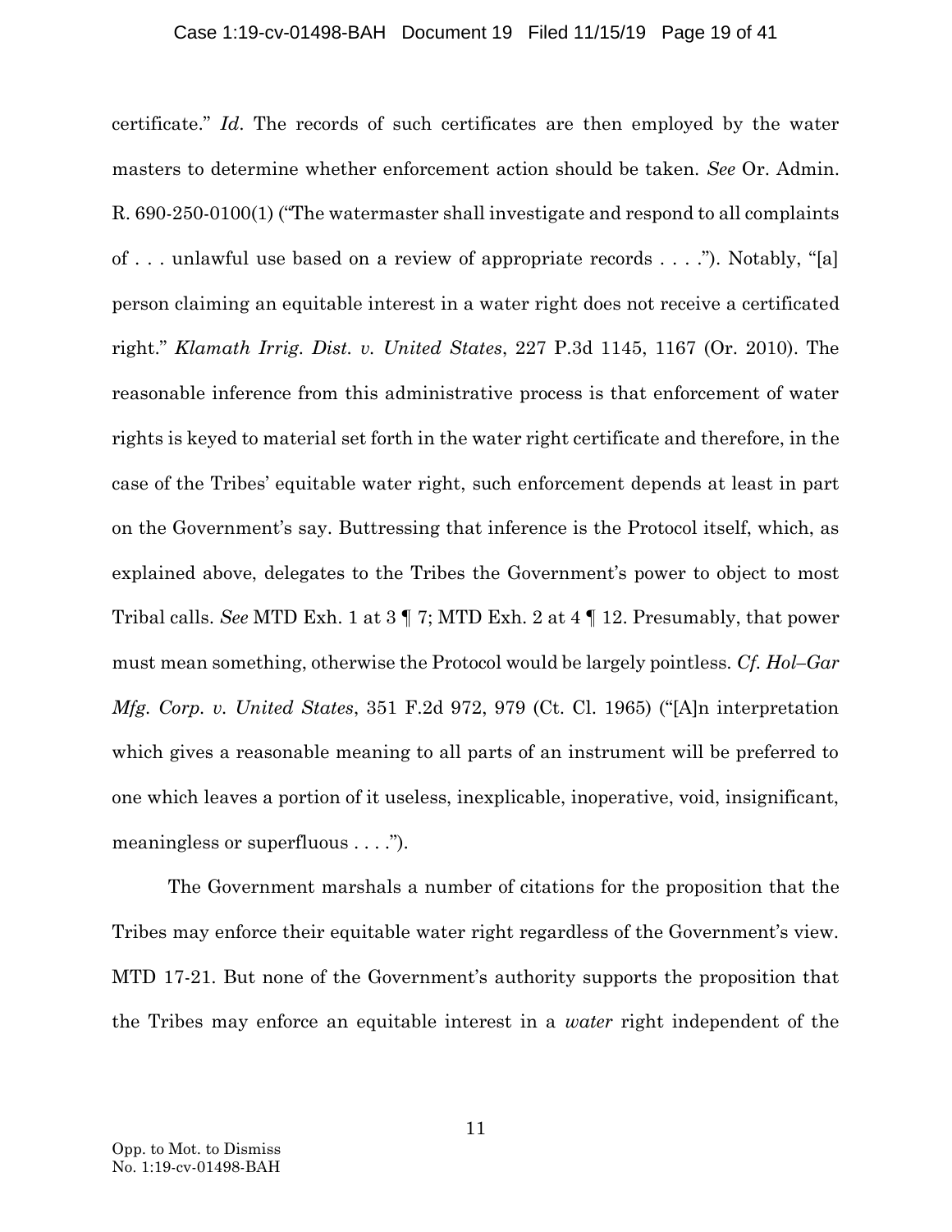certificate." *Id*. The records of such certificates are then employed by the water masters to determine whether enforcement action should be taken. *See* Or. Admin. R. 690-250-0100(1) ("The watermaster shall investigate and respond to all complaints of . . . unlawful use based on a review of appropriate records . . . ."). Notably, "[a] person claiming an equitable interest in a water right does not receive a certificated right." *Klamath Irrig. Dist. v. United States*, 227 P.3d 1145, 1167 (Or. 2010). The reasonable inference from this administrative process is that enforcement of water rights is keyed to material set forth in the water right certificate and therefore, in the case of the Tribes' equitable water right, such enforcement depends at least in part on the Government's say. Buttressing that inference is the Protocol itself, which, as explained above, delegates to the Tribes the Government's power to object to most Tribal calls. *See* MTD Exh. 1 at 3 ¶ 7; MTD Exh. 2 at 4 ¶ 12. Presumably, that power must mean something, otherwise the Protocol would be largely pointless. *Cf. Hol–Gar Mfg. Corp. v. United States*, 351 F.2d 972, 979 (Ct. Cl. 1965) ("[A]n interpretation which gives a reasonable meaning to all parts of an instrument will be preferred to one which leaves a portion of it useless, inexplicable, inoperative, void, insignificant, meaningless or superfluous . . . .").

The Government marshals a number of citations for the proposition that the Tribes may enforce their equitable water right regardless of the Government's view. MTD 17-21. But none of the Government's authority supports the proposition that the Tribes may enforce an equitable interest in a *water* right independent of the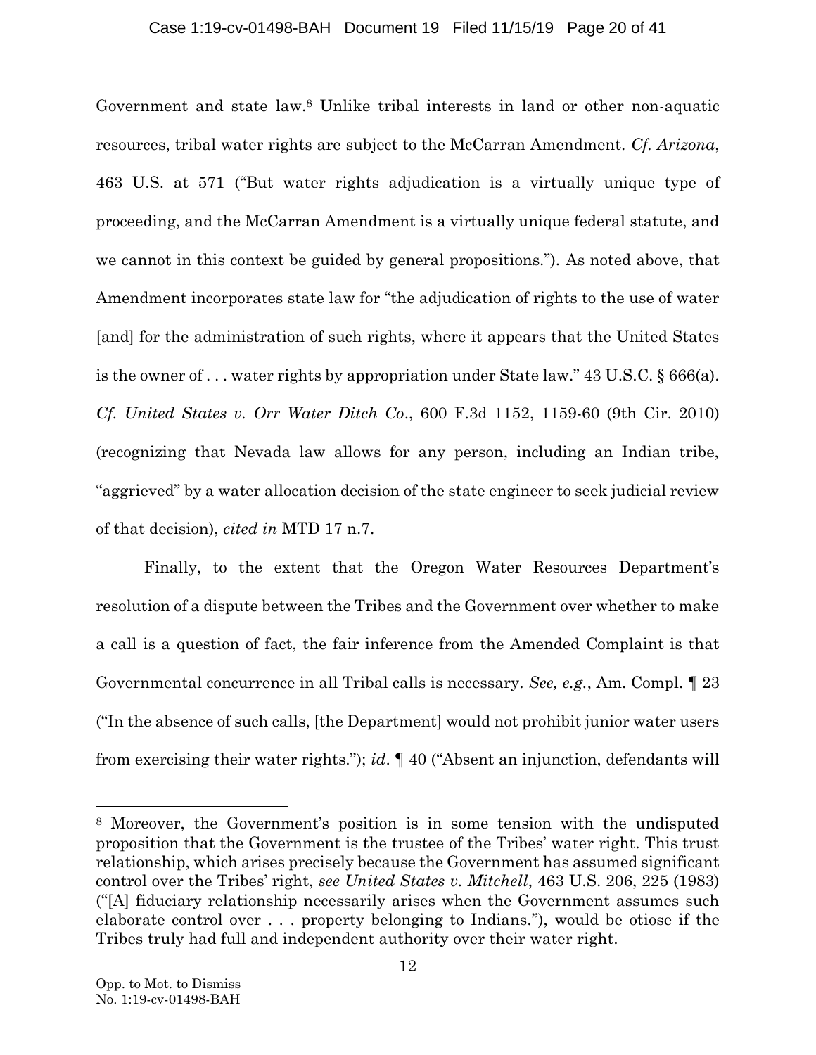Government and state law.[8] Unlike tribal interests in land or other non-aquatic resources, tribal water rights are subject to the McCarran Amendment. *Cf. Arizona*, 463 U.S. at 571 ("But water rights adjudication is a virtually unique type of proceeding, and the McCarran Amendment is a virtually unique federal statute, and we cannot in this context be guided by general propositions."). As noted above, that Amendment incorporates state law for "the adjudication of rights to the use of water [and] for the administration of such rights, where it appears that the United States is the owner of . . . water rights by appropriation under State law." 43 U.S.C. § 666(a). *Cf. United States v. Orr Water Ditch Co*., 600 F.3d 1152, 1159-60 (9th Cir. 2010) (recognizing that Nevada law allows for any person, including an Indian tribe, "aggrieved" by a water allocation decision of the state engineer to seek judicial review of that decision), *cited in* MTD 17 n.7.

Finally, to the extent that the Oregon Water Resources Department's resolution of a dispute between the Tribes and the Government over whether to make a call is a question of fact, the fair inference from the Amended Complaint is that Governmental concurrence in all Tribal calls is necessary. *See, e.g.*, Am. Compl. ¶ 23 ("In the absence of such calls, [the Department] would not prohibit junior water users from exercising their water rights."); *id*. ¶ 40 ("Absent an injunction, defendants will

---

[8] Moreover, the Government's position is in some tension with the undisputed proposition that the Government is the trustee of the Tribes' water right. This trust relationship, which arises precisely because the Government has assumed significant control over the Tribes' right, *see United States v. Mitchell*, 463 U.S. 206, 225 (1983) ("[A] fiduciary relationship necessarily arises when the Government assumes such elaborate control over . . . property belonging to Indians."), would be otiose if the Tribes truly had full and independent authority over their water right.

Opp. to Mot. to Dismiss
No. 1:19-cv-01498-BAH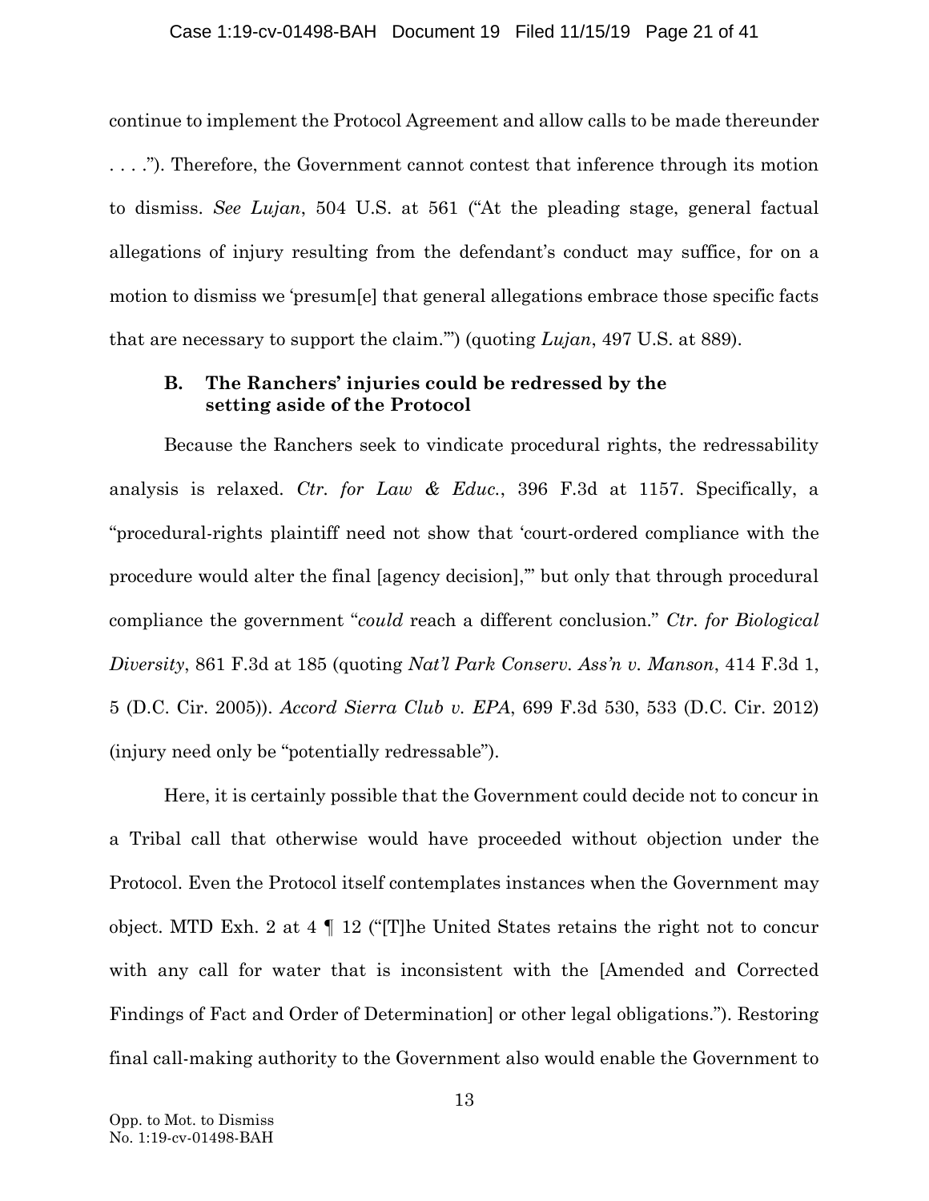continue to implement the Protocol Agreement and allow calls to be made thereunder . . . ."). Therefore, the Government cannot contest that inference through its motion to dismiss. *See Lujan*, 504 U.S. at 561 ("At the pleading stage, general factual allegations of injury resulting from the defendant's conduct may suffice, for on a motion to dismiss we 'presum[e] that general allegations embrace those specific facts that are necessary to support the claim.'") (quoting *Lujan*, 497 U.S. at 889).

### B. The Ranchers' injuries could be redressed by the setting aside of the Protocol

Because the Ranchers seek to vindicate procedural rights, the redressability analysis is relaxed. *Ctr. for Law & Educ.*, 396 F.3d at 1157. Specifically, a "procedural-rights plaintiff need not show that 'court-ordered compliance with the procedure would alter the final [agency decision],'" but only that through procedural compliance the government "*could* reach a different conclusion." *Ctr. for Biological Diversity*, 861 F.3d at 185 (quoting *Nat'l Park Conserv. Ass'n v. Manson*, 414 F.3d 1, 5 (D.C. Cir. 2005)). *Accord Sierra Club v. EPA*, 699 F.3d 530, 533 (D.C. Cir. 2012) (injury need only be "potentially redressable").

Here, it is certainly possible that the Government could decide not to concur in a Tribal call that otherwise would have proceeded without objection under the Protocol. Even the Protocol itself contemplates instances when the Government may object. MTD Exh. 2 at 4 ¶ 12 ("[T]he United States retains the right not to concur with any call for water that is inconsistent with the [Amended and Corrected Findings of Fact and Order of Determination] or other legal obligations."). Restoring final call-making authority to the Government also would enable the Government to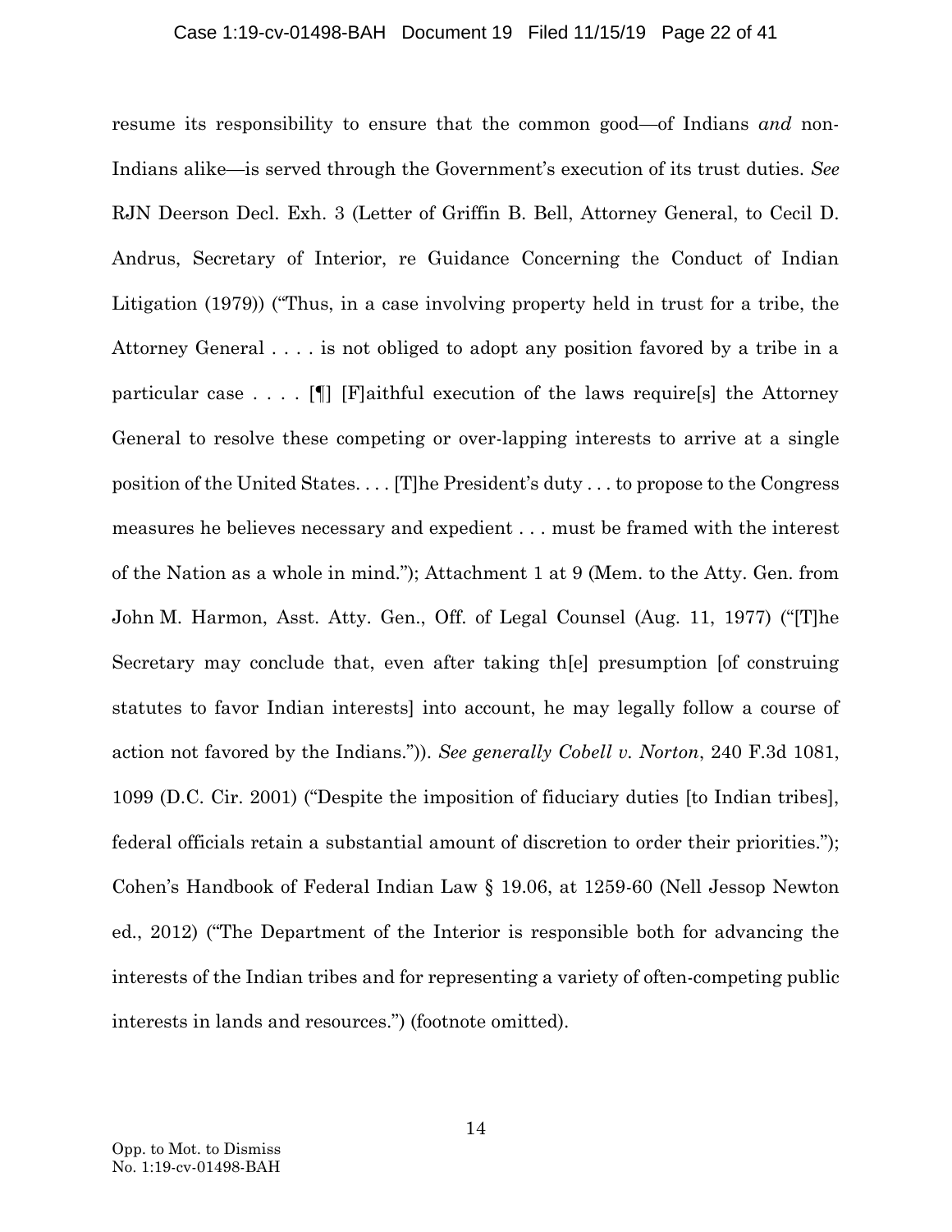resume its responsibility to ensure that the common good—of Indians *and* non-Indians alike—is served through the Government's execution of its trust duties. *See* RJN Deerson Decl. Exh. 3 (Letter of Griffin B. Bell, Attorney General, to Cecil D. Andrus, Secretary of Interior, re Guidance Concerning the Conduct of Indian Litigation (1979)) ("Thus, in a case involving property held in trust for a tribe, the Attorney General . . . . is not obliged to adopt any position favored by a tribe in a particular case . . . . [¶] [F]aithful execution of the laws require[s] the Attorney General to resolve these competing or over-lapping interests to arrive at a single position of the United States. . . . [T]he President's duty . . . to propose to the Congress measures he believes necessary and expedient . . . must be framed with the interest of the Nation as a whole in mind."); Attachment 1 at 9 (Mem. to the Atty. Gen. from John M. Harmon, Asst. Atty. Gen., Off. of Legal Counsel (Aug. 11, 1977) ("[T]he Secretary may conclude that, even after taking th[e] presumption [of construing statutes to favor Indian interests] into account, he may legally follow a course of action not favored by the Indians.")). *See generally Cobell v. Norton*, 240 F.3d 1081, 1099 (D.C. Cir. 2001) ("Despite the imposition of fiduciary duties [to Indian tribes], federal officials retain a substantial amount of discretion to order their priorities."); Cohen's Handbook of Federal Indian Law § 19.06, at 1259-60 (Nell Jessop Newton ed., 2012) ("The Department of the Interior is responsible both for advancing the interests of the Indian tribes and for representing a variety of often-competing public interests in lands and resources.") (footnote omitted).

Opp. to Mot. to Dismiss
No. 1:19-cv-01498-BAH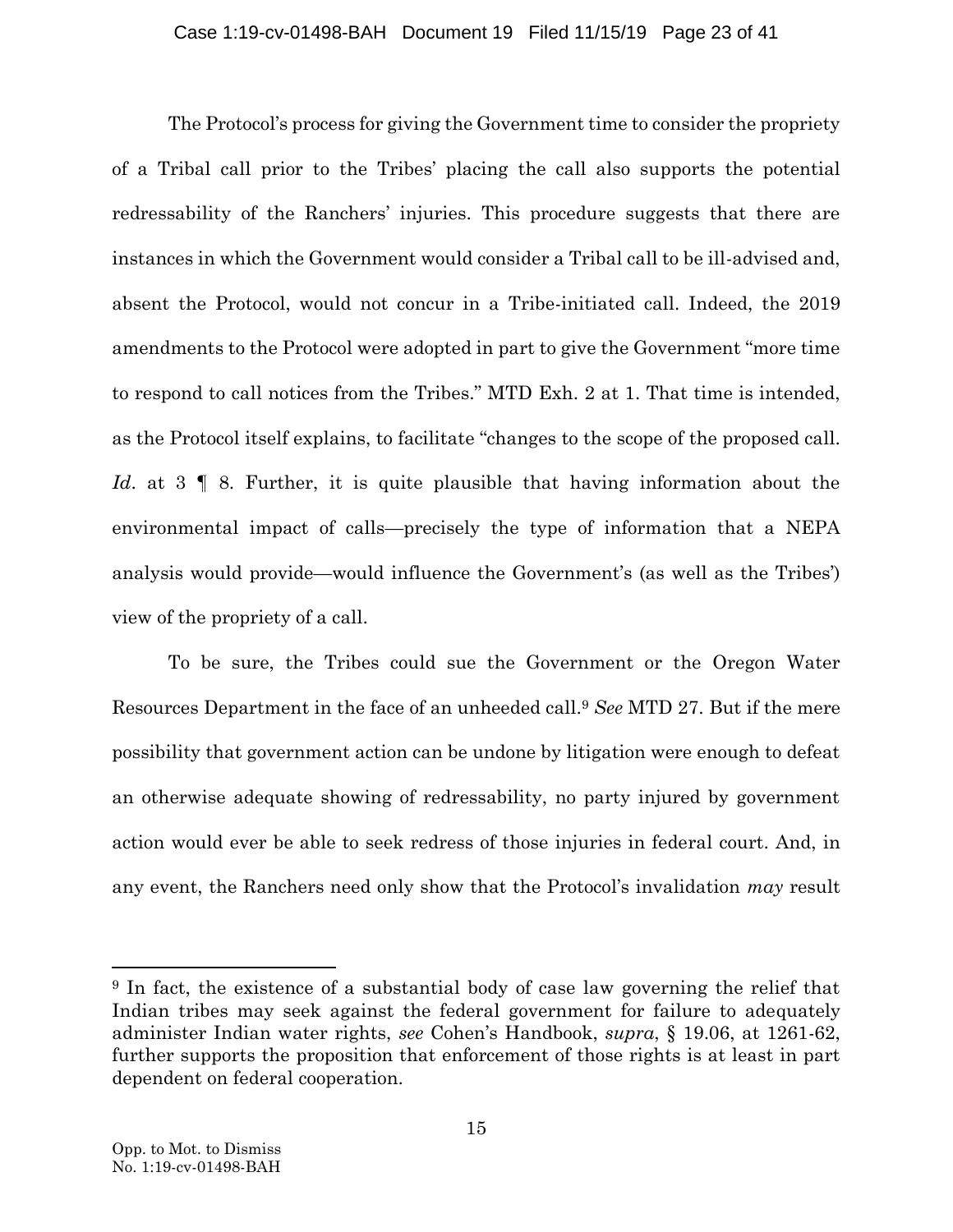The Protocol's process for giving the Government time to consider the propriety of a Tribal call prior to the Tribes' placing the call also supports the potential redressability of the Ranchers' injuries. This procedure suggests that there are instances in which the Government would consider a Tribal call to be ill-advised and, absent the Protocol, would not concur in a Tribe-initiated call. Indeed, the 2019 amendments to the Protocol were adopted in part to give the Government "more time to respond to call notices from the Tribes." MTD Exh. 2 at 1. That time is intended, as the Protocol itself explains, to facilitate "changes to the scope of the proposed call. *Id*. at 3 ¶ 8. Further, it is quite plausible that having information about the environmental impact of calls—precisely the type of information that a NEPA analysis would provide—would influence the Government's (as well as the Tribes') view of the propriety of a call.

To be sure, the Tribes could sue the Government or the Oregon Water Resources Department in the face of an unheeded call.[9] *See* MTD 27. But if the mere possibility that government action can be undone by litigation were enough to defeat an otherwise adequate showing of redressability, no party injured by government action would ever be able to seek redress of those injuries in federal court. And, in any event, the Ranchers need only show that the Protocol's invalidation *may* result

[9] In fact, the existence of a substantial body of case law governing the relief that Indian tribes may seek against the federal government for failure to adequately administer Indian water rights, *see* Cohen's Handbook, *supra*, § 19.06, at 1261-62, further supports the proposition that enforcement of those rights is at least in part dependent on federal cooperation.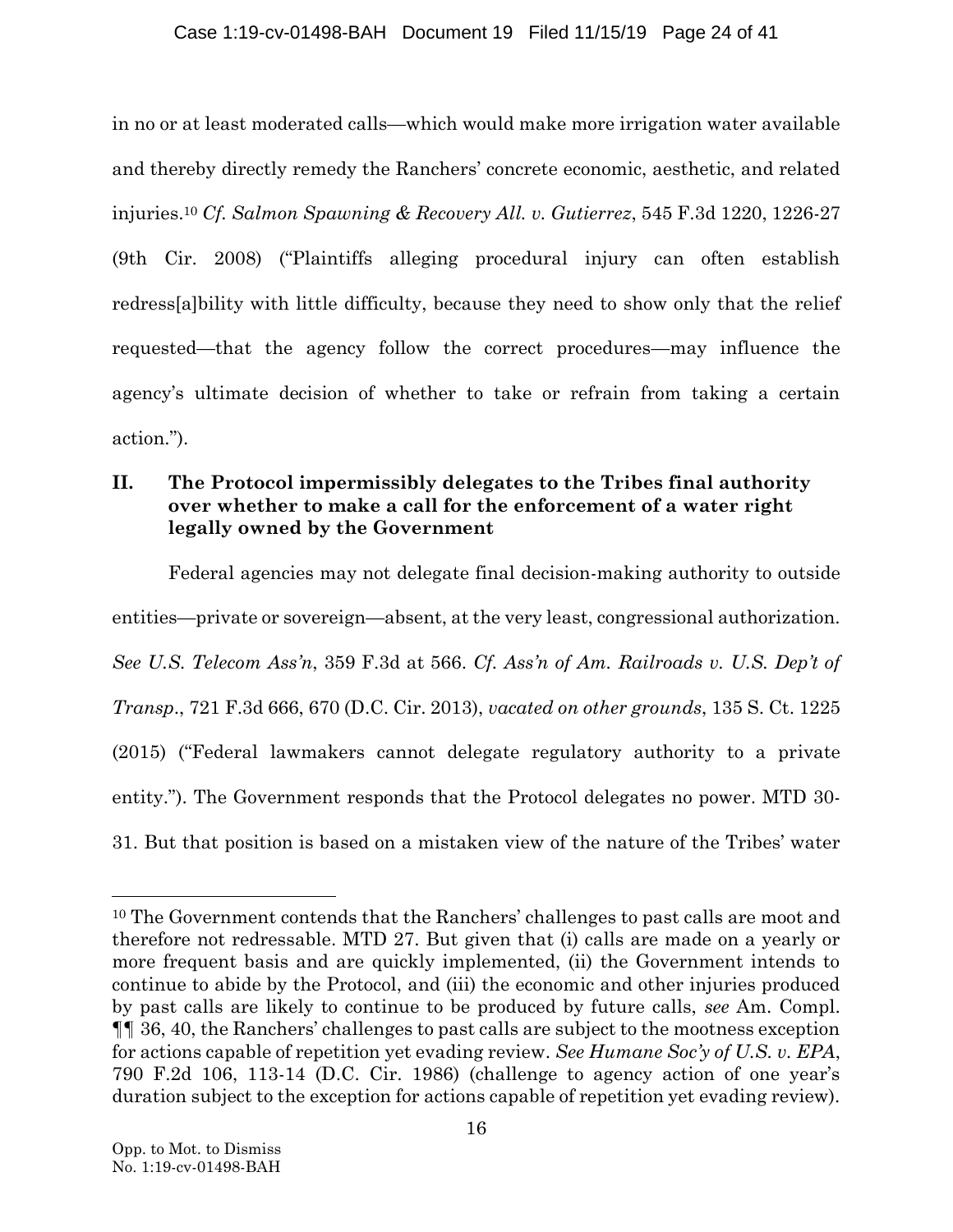in no or at least moderated calls—which would make more irrigation water available and thereby directly remedy the Ranchers' concrete economic, aesthetic, and related injuries.[10] *Cf. Salmon Spawning & Recovery All. v. Gutierrez*, 545 F.3d 1220, 1226-27 (9th Cir. 2008) ("Plaintiffs alleging procedural injury can often establish redress[a]bility with little difficulty, because they need to show only that the relief requested—that the agency follow the correct procedures—may influence the agency's ultimate decision of whether to take or refrain from taking a certain action.").

## II. The Protocol impermissibly delegates to the Tribes final authority over whether to make a call for the enforcement of a water right legally owned by the Government

Federal agencies may not delegate final decision-making authority to outside entities—private or sovereign—absent, at the very least, congressional authorization. *See U.S. Telecom Ass'n*, 359 F.3d at 566. *Cf. Ass'n of Am. Railroads v. U.S. Dep't of Transp.*, 721 F.3d 666, 670 (D.C. Cir. 2013), *vacated on other grounds*, 135 S. Ct. 1225 (2015) ("Federal lawmakers cannot delegate regulatory authority to a private entity."). The Government responds that the Protocol delegates no power. MTD 30-31. But that position is based on a mistaken view of the nature of the Tribes' water

---

[10] The Government contends that the Ranchers' challenges to past calls are moot and therefore not redressable. MTD 27. But given that (i) calls are made on a yearly or more frequent basis and are quickly implemented, (ii) the Government intends to continue to abide by the Protocol, and (iii) the economic and other injuries produced by past calls are likely to continue to be produced by future calls, *see* Am. Compl. ¶¶ 36, 40, the Ranchers' challenges to past calls are subject to the mootness exception for actions capable of repetition yet evading review. *See Humane Soc'y of U.S. v. EPA*, 790 F.2d 106, 113-14 (D.C. Cir. 1986) (challenge to agency action of one year's duration subject to the exception for actions capable of repetition yet evading review).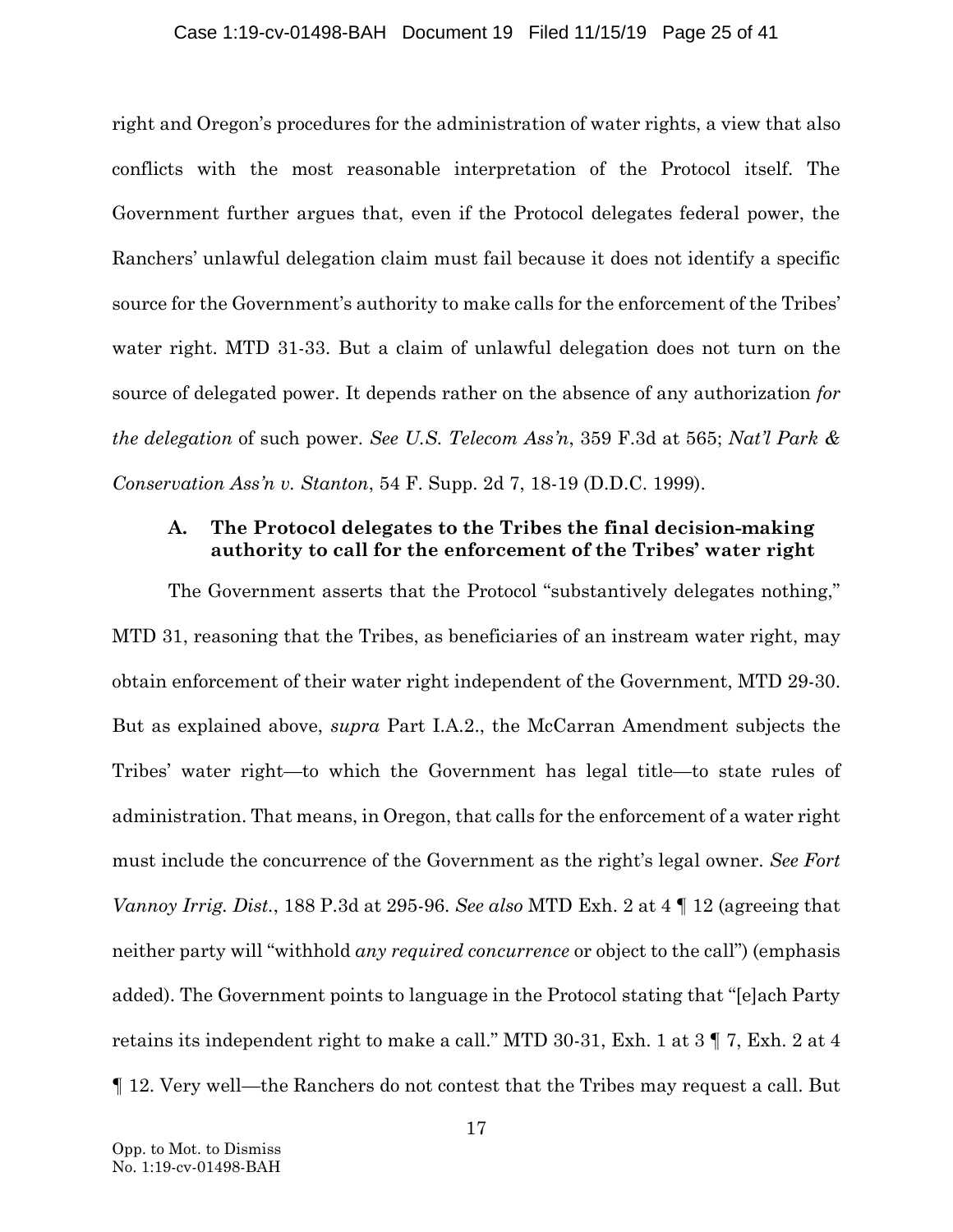right and Oregon's procedures for the administration of water rights, a view that also conflicts with the most reasonable interpretation of the Protocol itself. The Government further argues that, even if the Protocol delegates federal power, the Ranchers' unlawful delegation claim must fail because it does not identify a specific source for the Government's authority to make calls for the enforcement of the Tribes' water right. MTD 31-33. But a claim of unlawful delegation does not turn on the source of delegated power. It depends rather on the absence of any authorization *for the delegation* of such power. *See U.S. Telecom Ass'n*, 359 F.3d at 565; *Nat'l Park & Conservation Ass'n v. Stanton*, 54 F. Supp. 2d 7, 18-19 (D.D.C. 1999).

### A. The Protocol delegates to the Tribes the final decision-making authority to call for the enforcement of the Tribes' water right

The Government asserts that the Protocol "substantively delegates nothing," MTD 31, reasoning that the Tribes, as beneficiaries of an instream water right, may obtain enforcement of their water right independent of the Government, MTD 29-30. But as explained above, *supra* Part I.A.2., the McCarran Amendment subjects the Tribes' water right—to which the Government has legal title—to state rules of administration. That means, in Oregon, that calls for the enforcement of a water right must include the concurrence of the Government as the right's legal owner. *See Fort Vannoy Irrig. Dist.*, 188 P.3d at 295-96. *See also* MTD Exh. 2 at 4 ¶ 12 (agreeing that neither party will "withhold *any required concurrence* or object to the call") (emphasis added). The Government points to language in the Protocol stating that "[e]ach Party retains its independent right to make a call." MTD 30-31, Exh. 1 at 3 ¶ 7, Exh. 2 at 4 ¶ 12. Very well—the Ranchers do not contest that the Tribes may request a call. But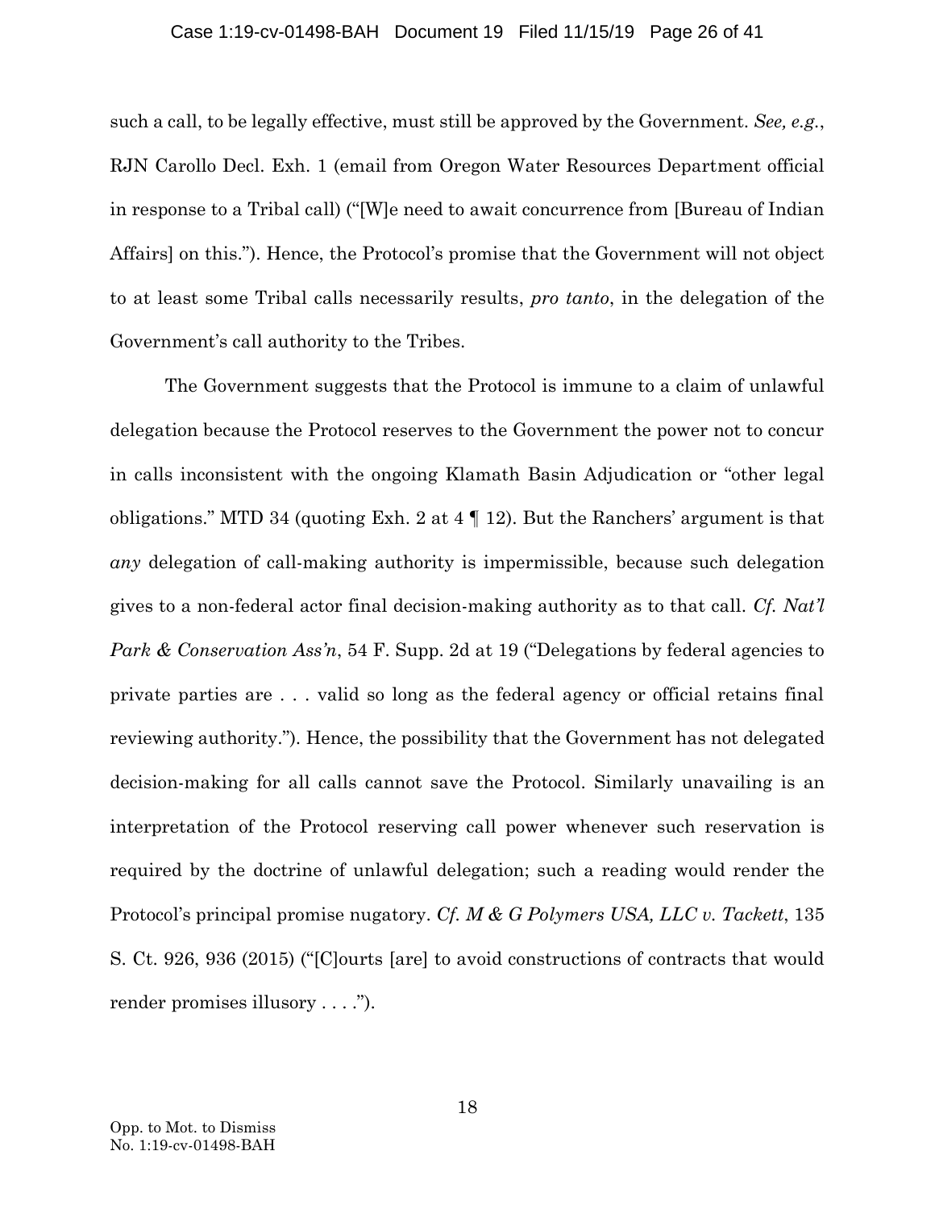such a call, to be legally effective, must still be approved by the Government. *See, e.g.*, RJN Carollo Decl. Exh. 1 (email from Oregon Water Resources Department official in response to a Tribal call) ("[W]e need to await concurrence from [Bureau of Indian Affairs] on this."). Hence, the Protocol's promise that the Government will not object to at least some Tribal calls necessarily results, *pro tanto*, in the delegation of the Government's call authority to the Tribes.

The Government suggests that the Protocol is immune to a claim of unlawful delegation because the Protocol reserves to the Government the power not to concur in calls inconsistent with the ongoing Klamath Basin Adjudication or "other legal obligations." MTD 34 (quoting Exh. 2 at 4 ¶ 12). But the Ranchers' argument is that *any* delegation of call-making authority is impermissible, because such delegation gives to a non-federal actor final decision-making authority as to that call. *Cf. Nat'l Park & Conservation Ass'n*, 54 F. Supp. 2d at 19 ("Delegations by federal agencies to private parties are . . . valid so long as the federal agency or official retains final reviewing authority."). Hence, the possibility that the Government has not delegated decision-making for all calls cannot save the Protocol. Similarly unavailing is an interpretation of the Protocol reserving call power whenever such reservation is required by the doctrine of unlawful delegation; such a reading would render the Protocol's principal promise nugatory. *Cf. M & G Polymers USA, LLC v. Tackett*, 135 S. Ct. 926, 936 (2015) ("[C]ourts [are] to avoid constructions of contracts that would render promises illusory . . . .").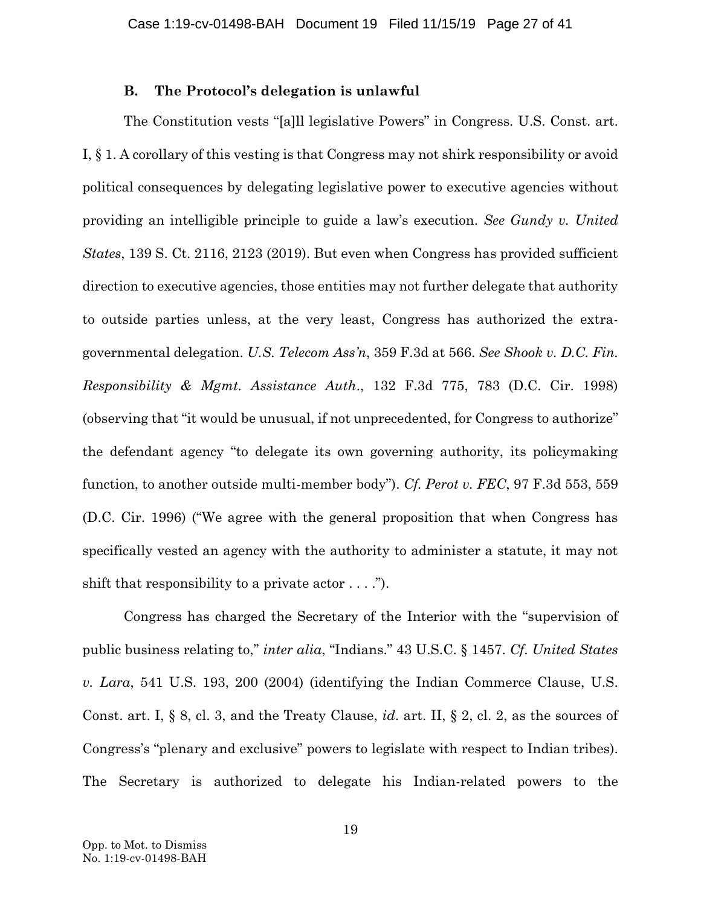### B. The Protocol's delegation is unlawful

The Constitution vests "[a]ll legislative Powers" in Congress. U.S. Const. art. I, § 1. A corollary of this vesting is that Congress may not shirk responsibility or avoid political consequences by delegating legislative power to executive agencies without providing an intelligible principle to guide a law's execution. *See Gundy v. United States*, 139 S. Ct. 2116, 2123 (2019). But even when Congress has provided sufficient direction to executive agencies, those entities may not further delegate that authority to outside parties unless, at the very least, Congress has authorized the extra-governmental delegation. *U.S. Telecom Ass'n*, 359 F.3d at 566. *See Shook v. D.C. Fin. Responsibility & Mgmt. Assistance Auth.*, 132 F.3d 775, 783 (D.C. Cir. 1998) (observing that "it would be unusual, if not unprecedented, for Congress to authorize" the defendant agency "to delegate its own governing authority, its policymaking function, to another outside multi-member body"). *Cf. Perot v. FEC*, 97 F.3d 553, 559 (D.C. Cir. 1996) ("We agree with the general proposition that when Congress has specifically vested an agency with the authority to administer a statute, it may not shift that responsibility to a private actor . . . .").

Congress has charged the Secretary of the Interior with the "supervision of public business relating to," *inter alia*, "Indians." 43 U.S.C. § 1457. *Cf. United States v. Lara*, 541 U.S. 193, 200 (2004) (identifying the Indian Commerce Clause, U.S. Const. art. I, § 8, cl. 3, and the Treaty Clause, *id*. art. II, § 2, cl. 2, as the sources of Congress's "plenary and exclusive" powers to legislate with respect to Indian tribes). The Secretary is authorized to delegate his Indian-related powers to the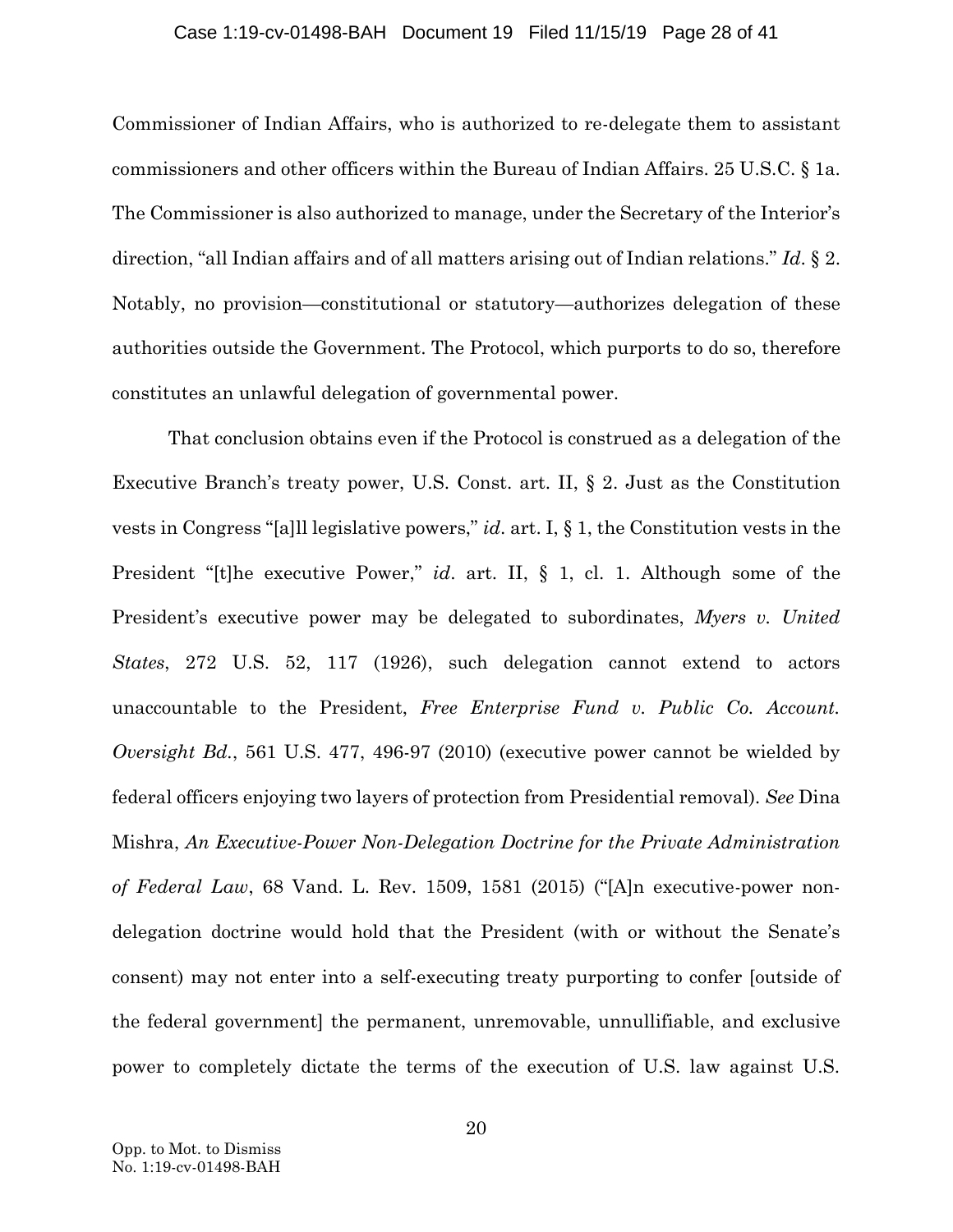Commissioner of Indian Affairs, who is authorized to re-delegate them to assistant commissioners and other officers within the Bureau of Indian Affairs. 25 U.S.C. § 1a. The Commissioner is also authorized to manage, under the Secretary of the Interior's direction, "all Indian affairs and of all matters arising out of Indian relations." *Id*. § 2. Notably, no provision—constitutional or statutory—authorizes delegation of these authorities outside the Government. The Protocol, which purports to do so, therefore constitutes an unlawful delegation of governmental power.

That conclusion obtains even if the Protocol is construed as a delegation of the Executive Branch's treaty power, U.S. Const. art. II, § 2. Just as the Constitution vests in Congress "[a]ll legislative powers," *id*. art. I, § 1, the Constitution vests in the President "[t]he executive Power," *id*. art. II, § 1, cl. 1. Although some of the President's executive power may be delegated to subordinates, *Myers v. United States*, 272 U.S. 52, 117 (1926), such delegation cannot extend to actors unaccountable to the President, *Free Enterprise Fund v. Public Co. Account. Oversight Bd.*, 561 U.S. 477, 496-97 (2010) (executive power cannot be wielded by federal officers enjoying two layers of protection from Presidential removal). *See* Dina Mishra, *An Executive-Power Non-Delegation Doctrine for the Private Administration of Federal Law*, 68 Vand. L. Rev. 1509, 1581 (2015) ("[A]n executive-power non-delegation doctrine would hold that the President (with or without the Senate's consent) may not enter into a self-executing treaty purporting to confer [outside of the federal government] the permanent, unremovable, unnullifiable, and exclusive power to completely dictate the terms of the execution of U.S. law against U.S.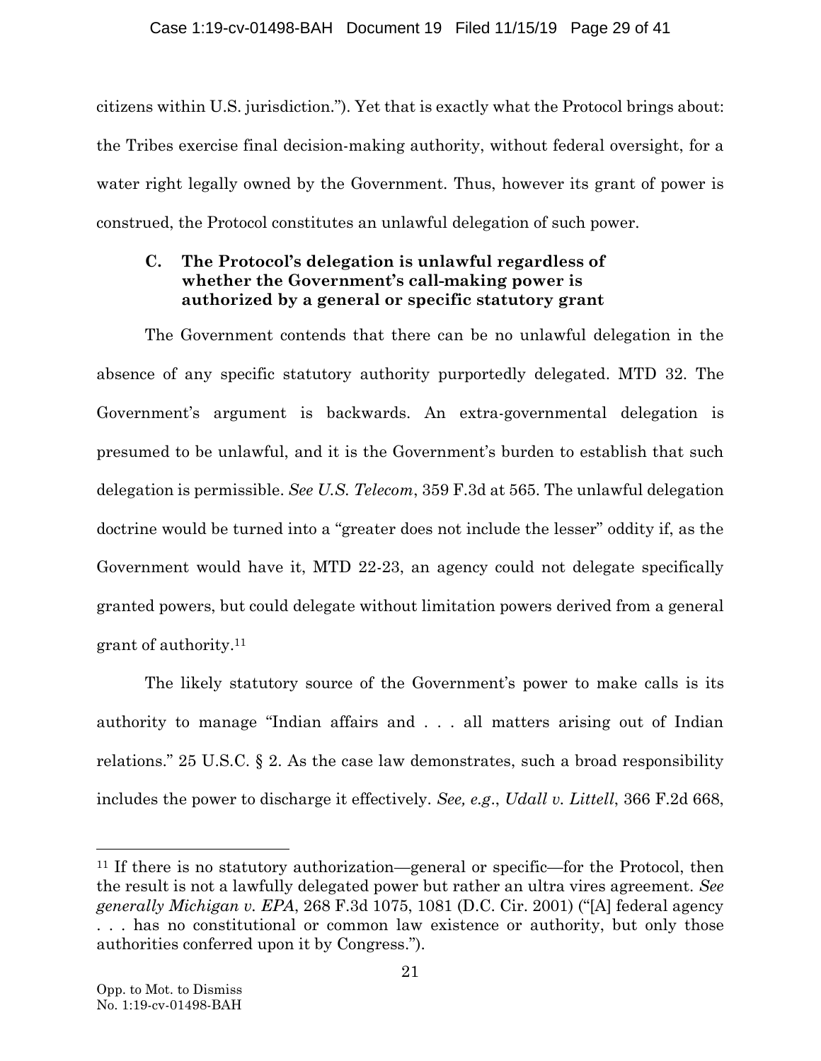citizens within U.S. jurisdiction."). Yet that is exactly what the Protocol brings about: the Tribes exercise final decision-making authority, without federal oversight, for a water right legally owned by the Government. Thus, however its grant of power is construed, the Protocol constitutes an unlawful delegation of such power.

### C. The Protocol's delegation is unlawful regardless of whether the Government's call-making power is authorized by a general or specific statutory grant

The Government contends that there can be no unlawful delegation in the absence of any specific statutory authority purportedly delegated. MTD 32. The Government's argument is backwards. An extra-governmental delegation is presumed to be unlawful, and it is the Government's burden to establish that such delegation is permissible. *See U.S. Telecom*, 359 F.3d at 565. The unlawful delegation doctrine would be turned into a "greater does not include the lesser" oddity if, as the Government would have it, MTD 22-23, an agency could not delegate specifically granted powers, but could delegate without limitation powers derived from a general grant of authority.[11]

The likely statutory source of the Government's power to make calls is its authority to manage "Indian affairs and . . . all matters arising out of Indian relations." 25 U.S.C. § 2. As the case law demonstrates, such a broad responsibility includes the power to discharge it effectively. *See, e.g.*, *Udall v. Littell*, 366 F.2d 668,

---

[11] If there is no statutory authorization—general or specific—for the Protocol, then the result is not a lawfully delegated power but rather an ultra vires agreement. *See generally Michigan v. EPA*, 268 F.3d 1075, 1081 (D.C. Cir. 2001) ("[A] federal agency . . . has no constitutional or common law existence or authority, but only those authorities conferred upon it by Congress.").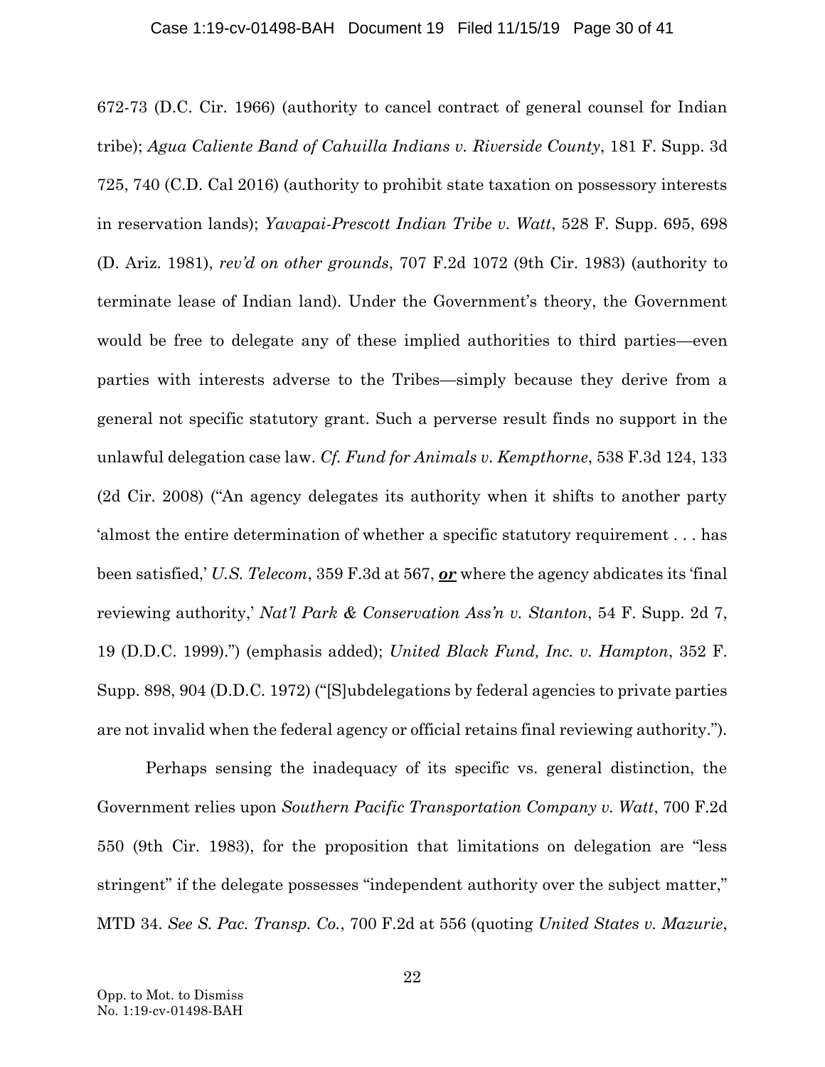672-73 (D.C. Cir. 1966) (authority to cancel contract of general counsel for Indian tribe); *Agua Caliente Band of Cahuilla Indians v. Riverside County*, 181 F. Supp. 3d 725, 740 (C.D. Cal 2016) (authority to prohibit state taxation on possessory interests in reservation lands); *Yavapai-Prescott Indian Tribe v. Watt*, 528 F. Supp. 695, 698 (D. Ariz. 1981), *rev'd on other grounds*, 707 F.2d 1072 (9th Cir. 1983) (authority to terminate lease of Indian land). Under the Government's theory, the Government would be free to delegate any of these implied authorities to third parties—even parties with interests adverse to the Tribes—simply because they derive from a general not specific statutory grant. Such a perverse result finds no support in the unlawful delegation case law. *Cf. Fund for Animals v. Kempthorne*, 538 F.3d 124, 133 (2d Cir. 2008) ("An agency delegates its authority when it shifts to another party 'almost the entire determination of whether a specific statutory requirement . . . has been satisfied,' *U.S. Telecom*, 359 F.3d at 567, ***<u>or</u>*** where the agency abdicates its 'final reviewing authority,' *Nat'l Park & Conservation Ass'n v. Stanton*, 54 F. Supp. 2d 7, 19 (D.D.C. 1999).") (emphasis added); *United Black Fund, Inc. v. Hampton*, 352 F. Supp. 898, 904 (D.D.C. 1972) ("[S]ubdelegations by federal agencies to private parties are not invalid when the federal agency or official retains final reviewing authority.").

Perhaps sensing the inadequacy of its specific vs. general distinction, the Government relies upon *Southern Pacific Transportation Company v. Watt*, 700 F.2d 550 (9th Cir. 1983), for the proposition that limitations on delegation are "less stringent" if the delegate possesses "independent authority over the subject matter," MTD 34. *See S. Pac. Transp. Co.*, 700 F.2d at 556 (quoting *United States v. Mazurie*,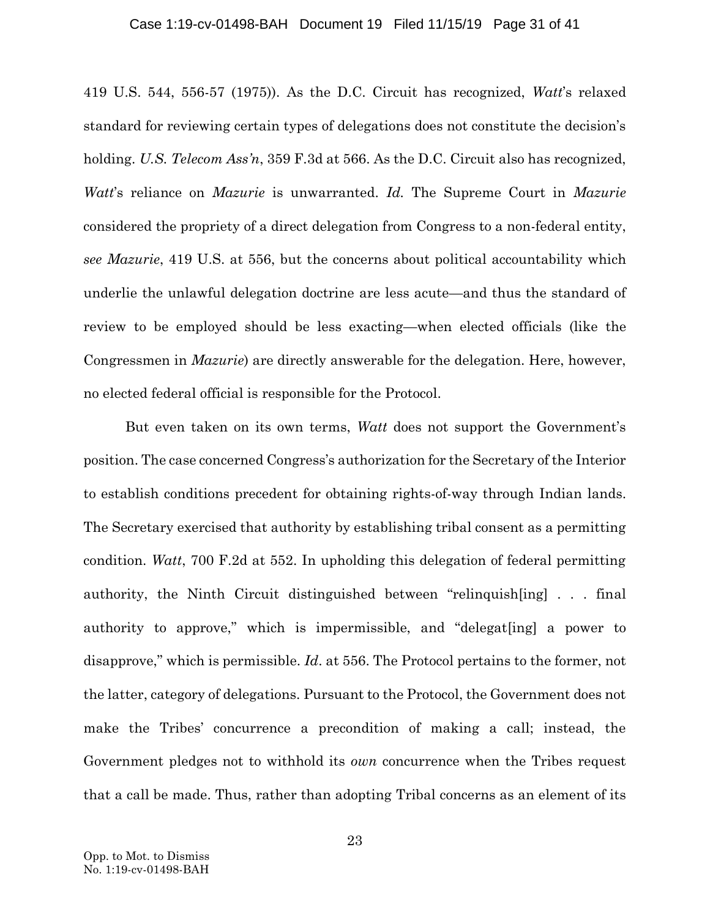419 U.S. 544, 556-57 (1975)). As the D.C. Circuit has recognized, *Watt*'s relaxed standard for reviewing certain types of delegations does not constitute the decision's holding. *U.S. Telecom Ass'n*, 359 F.3d at 566. As the D.C. Circuit also has recognized, *Watt*'s reliance on *Mazurie* is unwarranted. *Id.* The Supreme Court in *Mazurie* considered the propriety of a direct delegation from Congress to a non-federal entity, *see Mazurie*, 419 U.S. at 556, but the concerns about political accountability which underlie the unlawful delegation doctrine are less acute—and thus the standard of review to be employed should be less exacting—when elected officials (like the Congressmen in *Mazurie*) are directly answerable for the delegation. Here, however, no elected federal official is responsible for the Protocol.

But even taken on its own terms, *Watt* does not support the Government's position. The case concerned Congress's authorization for the Secretary of the Interior to establish conditions precedent for obtaining rights-of-way through Indian lands. The Secretary exercised that authority by establishing tribal consent as a permitting condition. *Watt*, 700 F.2d at 552. In upholding this delegation of federal permitting authority, the Ninth Circuit distinguished between "relinquish[ing] . . . final authority to approve," which is impermissible, and "delegat[ing] a power to disapprove," which is permissible. *Id*. at 556. The Protocol pertains to the former, not the latter, category of delegations. Pursuant to the Protocol, the Government does not make the Tribes' concurrence a precondition of making a call; instead, the Government pledges not to withhold its *own* concurrence when the Tribes request that a call be made. Thus, rather than adopting Tribal concerns as an element of its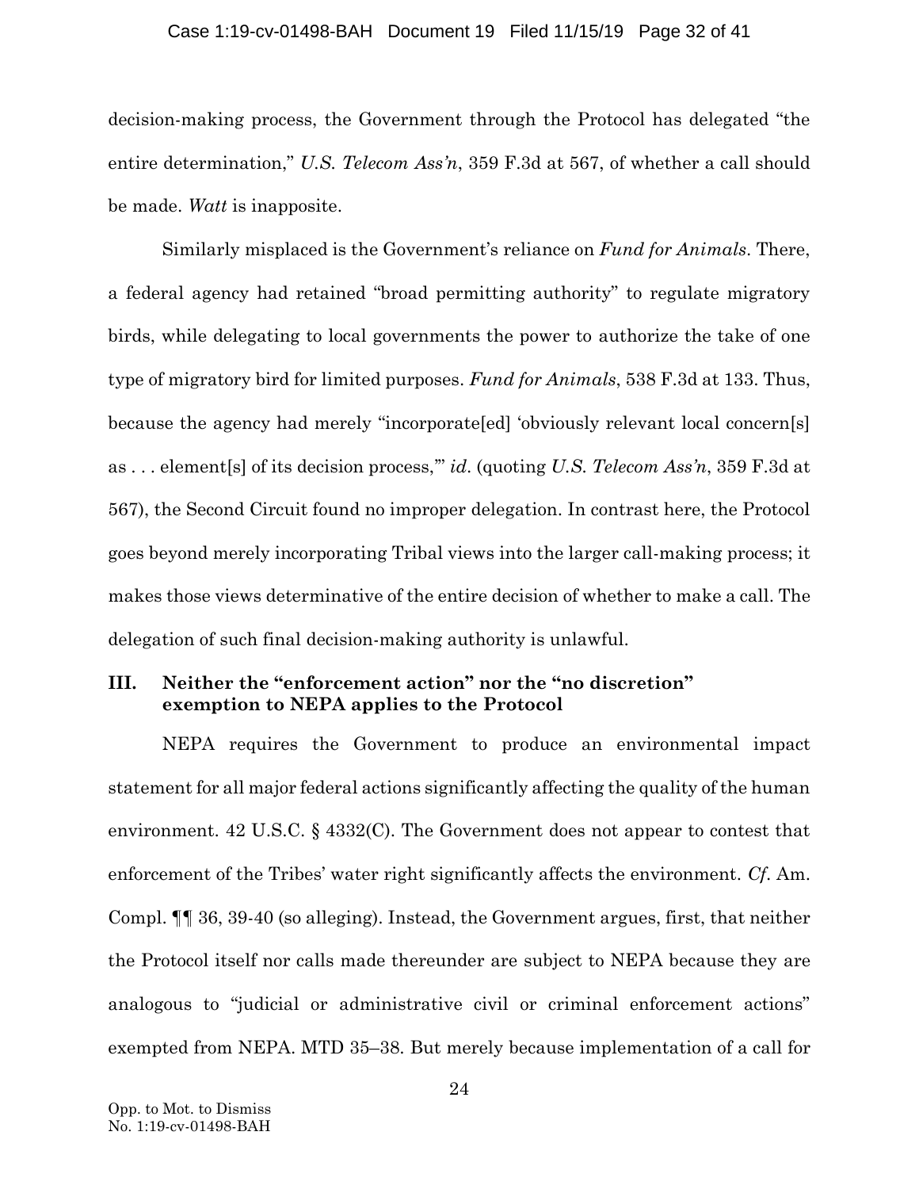decision-making process, the Government through the Protocol has delegated "the entire determination," *U.S. Telecom Ass'n*, 359 F.3d at 567, of whether a call should be made. *Watt* is inapposite.

Similarly misplaced is the Government's reliance on *Fund for Animals*. There, a federal agency had retained "broad permitting authority" to regulate migratory birds, while delegating to local governments the power to authorize the take of one type of migratory bird for limited purposes. *Fund for Animals*, 538 F.3d at 133. Thus, because the agency had merely "incorporate[ed] 'obviously relevant local concern[s] as . . . element[s] of its decision process,'" *id*. (quoting *U.S. Telecom Ass'n*, 359 F.3d at 567), the Second Circuit found no improper delegation. In contrast here, the Protocol goes beyond merely incorporating Tribal views into the larger call-making process; it makes those views determinative of the entire decision of whether to make a call. The delegation of such final decision-making authority is unlawful.

## III. Neither the "enforcement action" nor the "no discretion" exemption to NEPA applies to the Protocol

NEPA requires the Government to produce an environmental impact statement for all major federal actions significantly affecting the quality of the human environment. 42 U.S.C. § 4332(C). The Government does not appear to contest that enforcement of the Tribes' water right significantly affects the environment. *Cf*. Am. Compl. ¶¶ 36, 39-40 (so alleging). Instead, the Government argues, first, that neither the Protocol itself nor calls made thereunder are subject to NEPA because they are analogous to "judicial or administrative civil or criminal enforcement actions" exempted from NEPA. MTD 35–38. But merely because implementation of a call for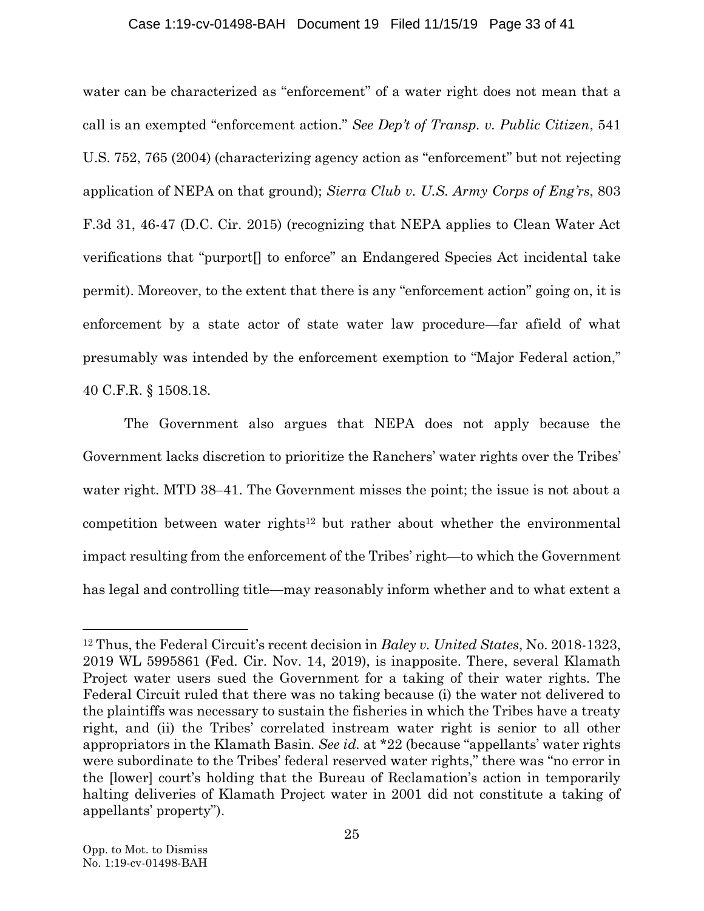water can be characterized as "enforcement" of a water right does not mean that a call is an exempted "enforcement action." *See Dep't of Transp. v. Public Citizen*, 541 U.S. 752, 765 (2004) (characterizing agency action as "enforcement" but not rejecting application of NEPA on that ground); *Sierra Club v. U.S. Army Corps of Eng'rs*, 803 F.3d 31, 46-47 (D.C. Cir. 2015) (recognizing that NEPA applies to Clean Water Act verifications that "purport[] to enforce" an Endangered Species Act incidental take permit). Moreover, to the extent that there is any "enforcement action" going on, it is enforcement by a state actor of state water law procedure—far afield of what presumably was intended by the enforcement exemption to "Major Federal action," 40 C.F.R. § 1508.18.

The Government also argues that NEPA does not apply because the Government lacks discretion to prioritize the Ranchers' water rights over the Tribes' water right. MTD 38–41. The Government misses the point; the issue is not about a competition between water rights[12] but rather about whether the environmental impact resulting from the enforcement of the Tribes' right—to which the Government has legal and controlling title—may reasonably inform whether and to what extent a

[12] Thus, the Federal Circuit's recent decision in *Baley v. United States*, No. 2018-1323, 2019 WL 5995861 (Fed. Cir. Nov. 14, 2019), is inapposite. There, several Klamath Project water users sued the Government for a taking of their water rights. The Federal Circuit ruled that there was no taking because (i) the water not delivered to the plaintiffs was necessary to sustain the fisheries in which the Tribes have a treaty right, and (ii) the Tribes' correlated instream water right is senior to all other appropriators in the Klamath Basin. *See id.* at *22 (because "appellants' water rights were subordinate to the Tribes' federal reserved water rights," there was "no error in the [lower] court's holding that the Bureau of Reclamation's action in temporarily halting deliveries of Klamath Project water in 2001 did not constitute a taking of appellants' property").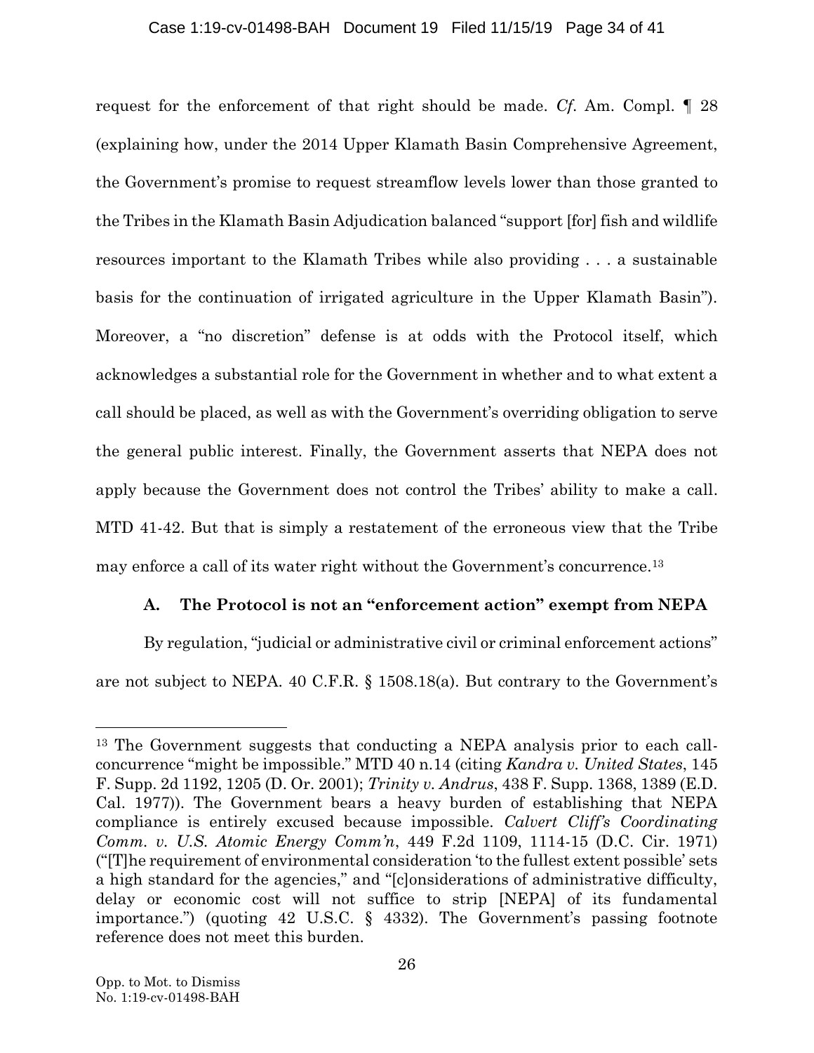request for the enforcement of that right should be made. *Cf*. Am. Compl. ¶ 28 (explaining how, under the 2014 Upper Klamath Basin Comprehensive Agreement, the Government's promise to request streamflow levels lower than those granted to the Tribes in the Klamath Basin Adjudication balanced "support [for] fish and wildlife resources important to the Klamath Tribes while also providing . . . a sustainable basis for the continuation of irrigated agriculture in the Upper Klamath Basin"). Moreover, a "no discretion" defense is at odds with the Protocol itself, which acknowledges a substantial role for the Government in whether and to what extent a call should be placed, as well as with the Government's overriding obligation to serve the general public interest. Finally, the Government asserts that NEPA does not apply because the Government does not control the Tribes' ability to make a call. MTD 41-42. But that is simply a restatement of the erroneous view that the Tribe may enforce a call of its water right without the Government's concurrence.[13]

### A. The Protocol is not an "enforcement action" exempt from NEPA

By regulation, "judicial or administrative civil or criminal enforcement actions" are not subject to NEPA. 40 C.F.R. § 1508.18(a). But contrary to the Government's

---

[13] The Government suggests that conducting a NEPA analysis prior to each call-concurrence "might be impossible." MTD 40 n.14 (citing *Kandra v. United States*, 145 F. Supp. 2d 1192, 1205 (D. Or. 2001); *Trinity v. Andrus*, 438 F. Supp. 1368, 1389 (E.D. Cal. 1977)). The Government bears a heavy burden of establishing that NEPA compliance is entirely excused because impossible. *Calvert Cliff's Coordinating Comm. v. U.S. Atomic Energy Comm'n*, 449 F.2d 1109, 1114-15 (D.C. Cir. 1971) ("[T]he requirement of environmental consideration 'to the fullest extent possible' sets a high standard for the agencies," and "[c]onsiderations of administrative difficulty, delay or economic cost will not suffice to strip [NEPA] of its fundamental importance.") (quoting 42 U.S.C. § 4332). The Government's passing footnote reference does not meet this burden.

Opp. to Mot. to Dismiss
No. 1:19-cv-01498-BAH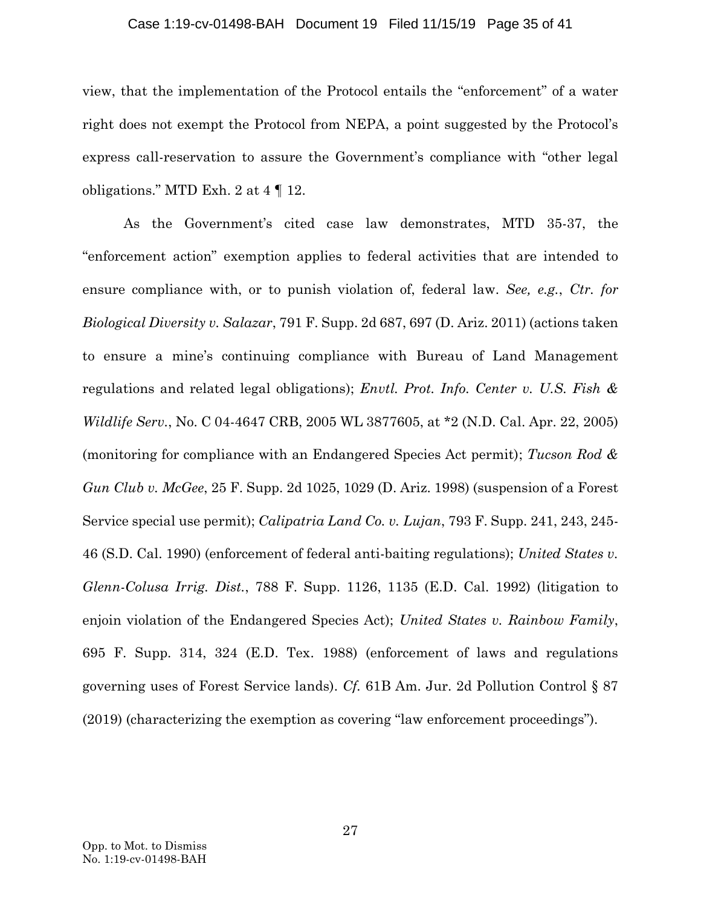view, that the implementation of the Protocol entails the "enforcement" of a water right does not exempt the Protocol from NEPA, a point suggested by the Protocol's express call-reservation to assure the Government's compliance with "other legal obligations." MTD Exh. 2 at 4 ¶ 12.

As the Government's cited case law demonstrates, MTD 35-37, the "enforcement action" exemption applies to federal activities that are intended to ensure compliance with, or to punish violation of, federal law. *See, e.g.*, *Ctr. for Biological Diversity v. Salazar*, 791 F. Supp. 2d 687, 697 (D. Ariz. 2011) (actions taken to ensure a mine's continuing compliance with Bureau of Land Management regulations and related legal obligations); *Envtl. Prot. Info. Center v. U.S. Fish & Wildlife Serv.*, No. C 04-4647 CRB, 2005 WL 3877605, at *2 (N.D. Cal. Apr. 22, 2005) (monitoring for compliance with an Endangered Species Act permit); *Tucson Rod & Gun Club v. McGee*, 25 F. Supp. 2d 1025, 1029 (D. Ariz. 1998) (suspension of a Forest Service special use permit); *Calipatria Land Co. v. Lujan*, 793 F. Supp. 241, 243, 245-46 (S.D. Cal. 1990) (enforcement of federal anti-baiting regulations); *United States v. Glenn-Colusa Irrig. Dist.*, 788 F. Supp. 1126, 1135 (E.D. Cal. 1992) (litigation to enjoin violation of the Endangered Species Act); *United States v. Rainbow Family*, 695 F. Supp. 314, 324 (E.D. Tex. 1988) (enforcement of laws and regulations governing uses of Forest Service lands). *Cf.* 61B Am. Jur. 2d Pollution Control § 87 (2019) (characterizing the exemption as covering "law enforcement proceedings").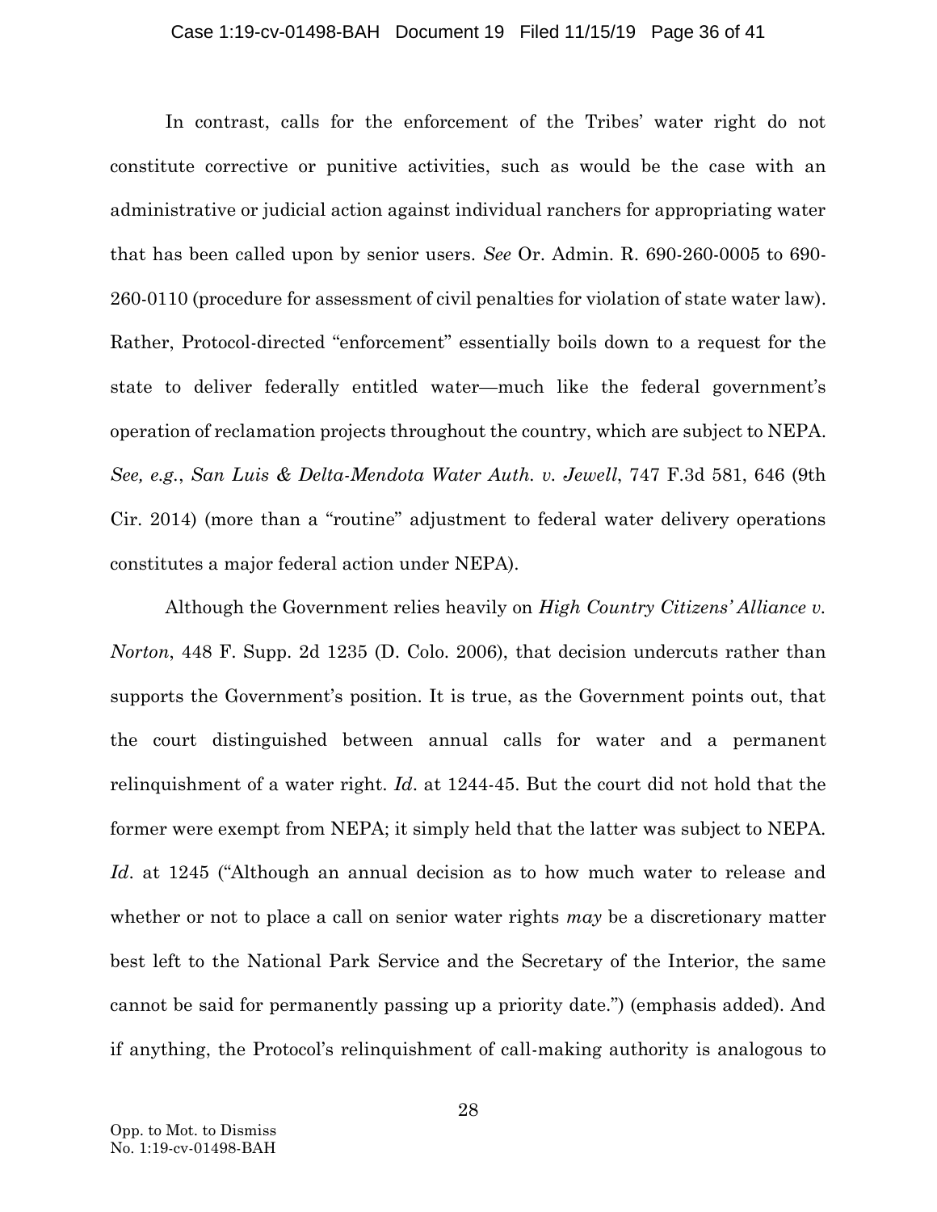In contrast, calls for the enforcement of the Tribes' water right do not constitute corrective or punitive activities, such as would be the case with an administrative or judicial action against individual ranchers for appropriating water that has been called upon by senior users. *See* Or. Admin. R. 690-260-0005 to 690-260-0110 (procedure for assessment of civil penalties for violation of state water law). Rather, Protocol-directed "enforcement" essentially boils down to a request for the state to deliver federally entitled water—much like the federal government's operation of reclamation projects throughout the country, which are subject to NEPA. *See, e.g.*, *San Luis & Delta-Mendota Water Auth. v. Jewell*, 747 F.3d 581, 646 (9th Cir. 2014) (more than a "routine" adjustment to federal water delivery operations constitutes a major federal action under NEPA).

Although the Government relies heavily on *High Country Citizens' Alliance v. Norton*, 448 F. Supp. 2d 1235 (D. Colo. 2006), that decision undercuts rather than supports the Government's position. It is true, as the Government points out, that the court distinguished between annual calls for water and a permanent relinquishment of a water right. *Id*. at 1244-45. But the court did not hold that the former were exempt from NEPA; it simply held that the latter was subject to NEPA. *Id*. at 1245 ("Although an annual decision as to how much water to release and whether or not to place a call on senior water rights *may* be a discretionary matter best left to the National Park Service and the Secretary of the Interior, the same cannot be said for permanently passing up a priority date.") (emphasis added). And if anything, the Protocol's relinquishment of call-making authority is analogous to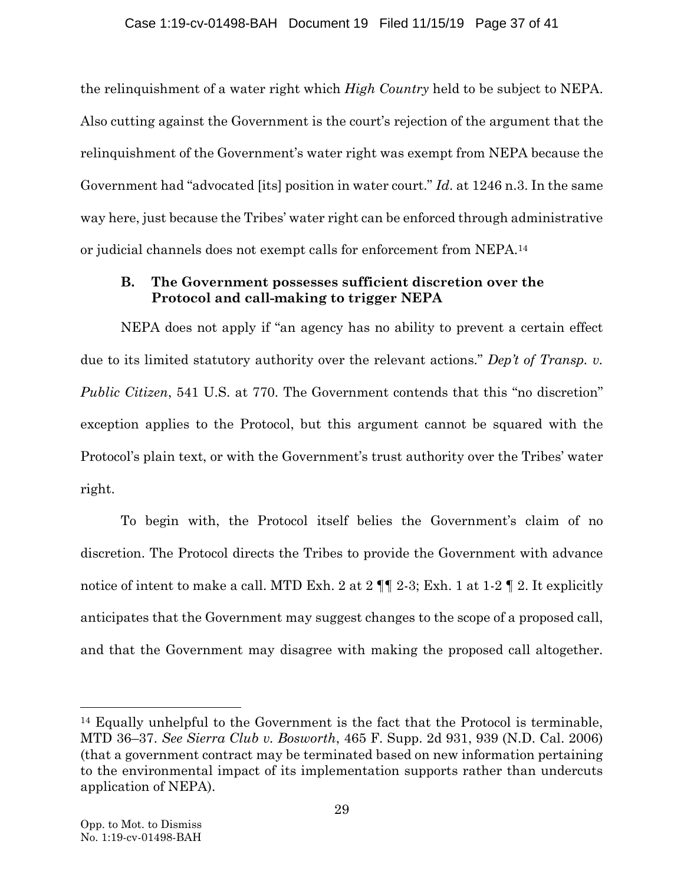the relinquishment of a water right which *High Country* held to be subject to NEPA. Also cutting against the Government is the court's rejection of the argument that the relinquishment of the Government's water right was exempt from NEPA because the Government had "advocated [its] position in water court." *Id.* at 1246 n.3. In the same way here, just because the Tribes' water right can be enforced through administrative or judicial channels does not exempt calls for enforcement from NEPA.[14]

### B. The Government possesses sufficient discretion over the Protocol and call-making to trigger NEPA

NEPA does not apply if "an agency has no ability to prevent a certain effect due to its limited statutory authority over the relevant actions." *Dep't of Transp. v. Public Citizen*, 541 U.S. at 770. The Government contends that this "no discretion" exception applies to the Protocol, but this argument cannot be squared with the Protocol's plain text, or with the Government's trust authority over the Tribes' water right.

To begin with, the Protocol itself belies the Government's claim of no discretion. The Protocol directs the Tribes to provide the Government with advance notice of intent to make a call. MTD Exh. 2 at 2 ¶¶ 2-3; Exh. 1 at 1-2 ¶ 2. It explicitly anticipates that the Government may suggest changes to the scope of a proposed call, and that the Government may disagree with making the proposed call altogether.

[14] Equally unhelpful to the Government is the fact that the Protocol is terminable, MTD 36–37. *See Sierra Club v. Bosworth*, 465 F. Supp. 2d 931, 939 (N.D. Cal. 2006) (that a government contract may be terminated based on new information pertaining to the environmental impact of its implementation supports rather than undercuts application of NEPA).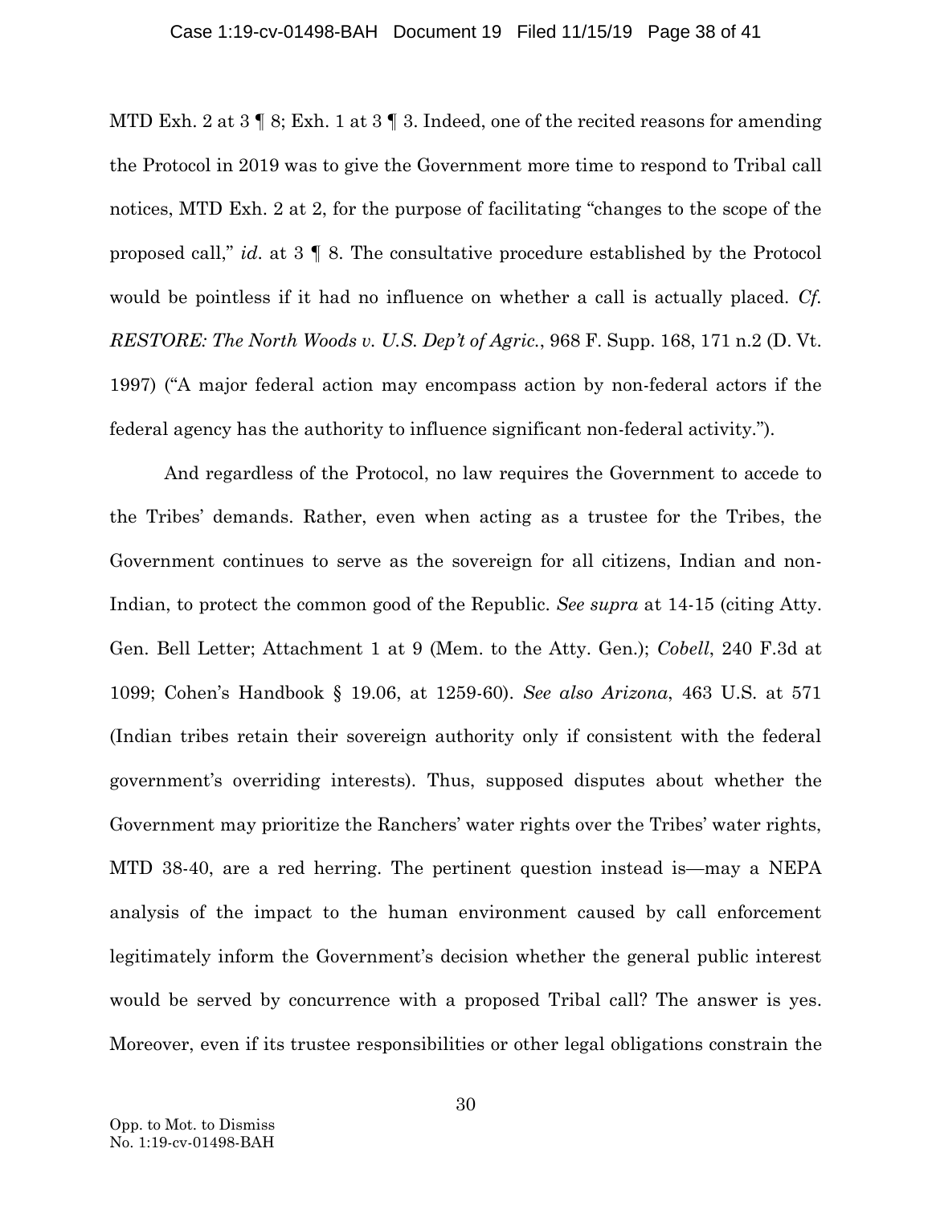MTD Exh. 2 at 3 ¶ 8; Exh. 1 at 3 ¶ 3. Indeed, one of the recited reasons for amending the Protocol in 2019 was to give the Government more time to respond to Tribal call notices, MTD Exh. 2 at 2, for the purpose of facilitating "changes to the scope of the proposed call," *id.* at 3 ¶ 8. The consultative procedure established by the Protocol would be pointless if it had no influence on whether a call is actually placed. *Cf. RESTORE: The North Woods v. U.S. Dep't of Agric.*, 968 F. Supp. 168, 171 n.2 (D. Vt. 1997) ("A major federal action may encompass action by non-federal actors if the federal agency has the authority to influence significant non-federal activity.").

And regardless of the Protocol, no law requires the Government to accede to the Tribes' demands. Rather, even when acting as a trustee for the Tribes, the Government continues to serve as the sovereign for all citizens, Indian and non-Indian, to protect the common good of the Republic. *See supra* at 14-15 (citing Atty. Gen. Bell Letter; Attachment 1 at 9 (Mem. to the Atty. Gen.); *Cobell*, 240 F.3d at 1099; Cohen's Handbook § 19.06, at 1259-60). *See also Arizona*, 463 U.S. at 571 (Indian tribes retain their sovereign authority only if consistent with the federal government's overriding interests). Thus, supposed disputes about whether the Government may prioritize the Ranchers' water rights over the Tribes' water rights, MTD 38-40, are a red herring. The pertinent question instead is—may a NEPA analysis of the impact to the human environment caused by call enforcement legitimately inform the Government's decision whether the general public interest would be served by concurrence with a proposed Tribal call? The answer is yes. Moreover, even if its trustee responsibilities or other legal obligations constrain the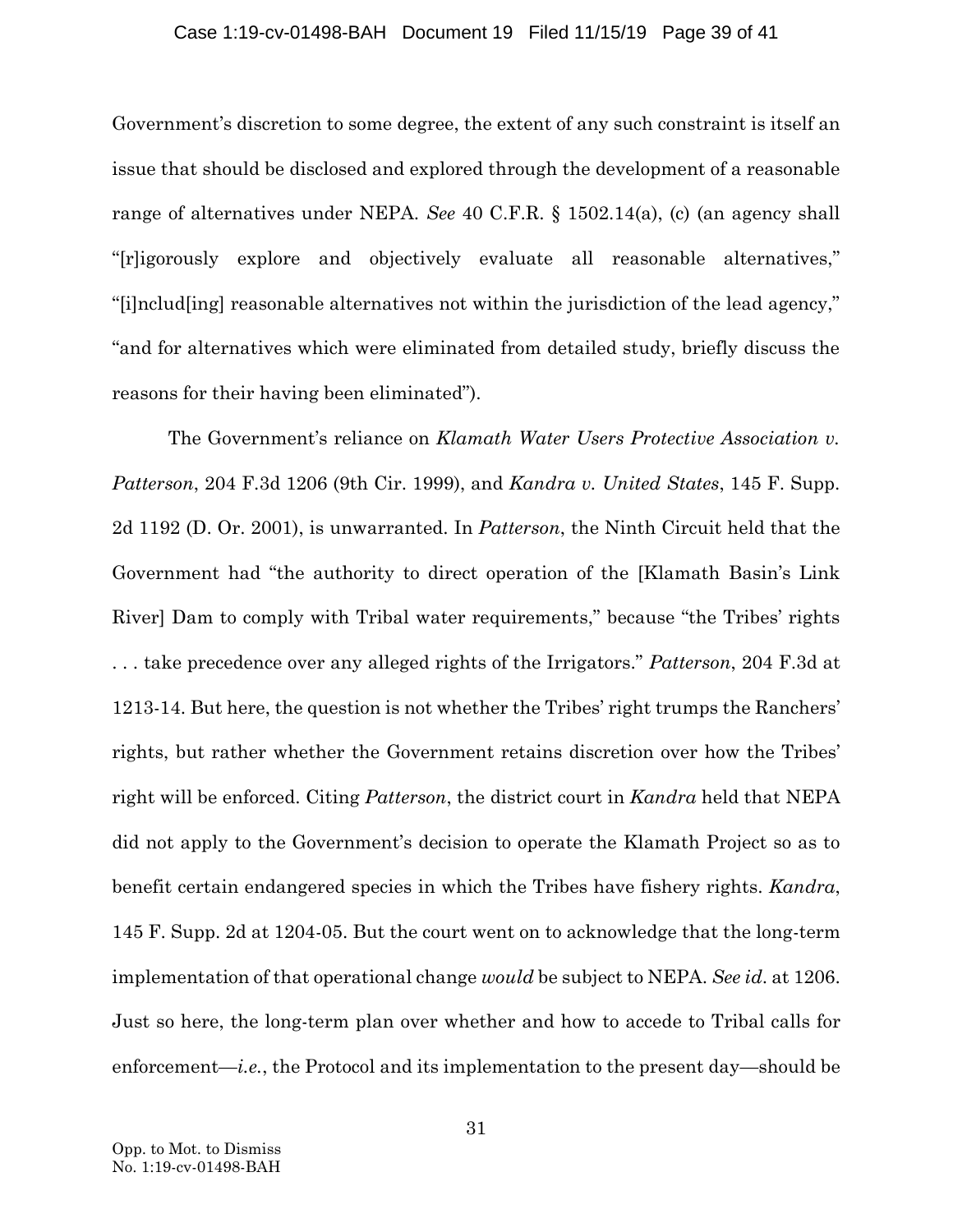Government's discretion to some degree, the extent of any such constraint is itself an issue that should be disclosed and explored through the development of a reasonable range of alternatives under NEPA. *See* 40 C.F.R. § 1502.14(a), (c) (an agency shall "[r]igorously explore and objectively evaluate all reasonable alternatives," "[i]nclud[ing] reasonable alternatives not within the jurisdiction of the lead agency," "and for alternatives which were eliminated from detailed study, briefly discuss the reasons for their having been eliminated").

The Government's reliance on *Klamath Water Users Protective Association v. Patterson*, 204 F.3d 1206 (9th Cir. 1999), and *Kandra v. United States*, 145 F. Supp. 2d 1192 (D. Or. 2001), is unwarranted. In *Patterson*, the Ninth Circuit held that the Government had "the authority to direct operation of the [Klamath Basin's Link River] Dam to comply with Tribal water requirements," because "the Tribes' rights . . . take precedence over any alleged rights of the Irrigators." *Patterson*, 204 F.3d at 1213-14. But here, the question is not whether the Tribes' right trumps the Ranchers' rights, but rather whether the Government retains discretion over how the Tribes' right will be enforced. Citing *Patterson*, the district court in *Kandra* held that NEPA did not apply to the Government's decision to operate the Klamath Project so as to benefit certain endangered species in which the Tribes have fishery rights. *Kandra*, 145 F. Supp. 2d at 1204-05. But the court went on to acknowledge that the long-term implementation of that operational change *would* be subject to NEPA. *See id*. at 1206. Just so here, the long-term plan over whether and how to accede to Tribal calls for enforcement—*i.e.*, the Protocol and its implementation to the present day—should be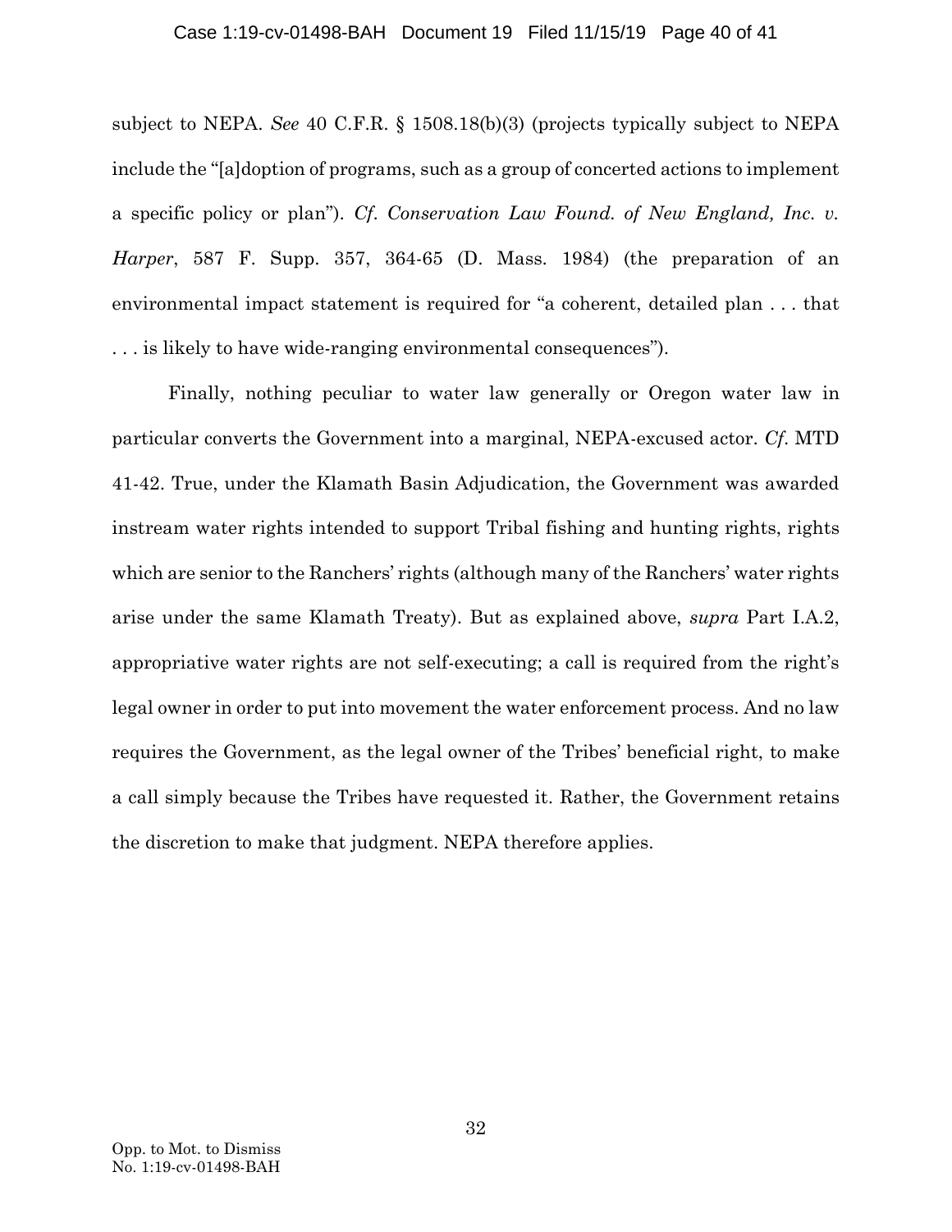subject to NEPA. *See* 40 C.F.R. § 1508.18(b)(3) (projects typically subject to NEPA include the "[a]doption of programs, such as a group of concerted actions to implement a specific policy or plan"). *Cf. Conservation Law Found. of New England, Inc. v. Harper*, 587 F. Supp. 357, 364-65 (D. Mass. 1984) (the preparation of an environmental impact statement is required for "a coherent, detailed plan . . . that . . . is likely to have wide-ranging environmental consequences").

Finally, nothing peculiar to water law generally or Oregon water law in particular converts the Government into a marginal, NEPA-excused actor. *Cf.* MTD 41-42. True, under the Klamath Basin Adjudication, the Government was awarded instream water rights intended to support Tribal fishing and hunting rights, rights which are senior to the Ranchers' rights (although many of the Ranchers' water rights arise under the same Klamath Treaty). But as explained above, *supra* Part I.A.2, appropriative water rights are not self-executing; a call is required from the right's legal owner in order to put into movement the water enforcement process. And no law requires the Government, as the legal owner of the Tribes' beneficial right, to make a call simply because the Tribes have requested it. Rather, the Government retains the discretion to make that judgment. NEPA therefore applies.

Opp. to Mot. to Dismiss
No. 1:19-cv-01498-BAH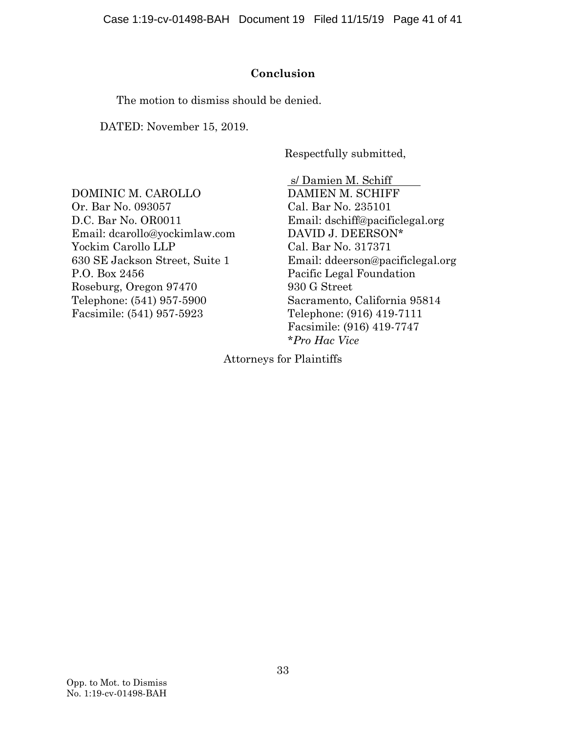## Conclusion

The motion to dismiss should be denied.

DATED: November 15, 2019.

Respectfully submitted,

s/ Damien M. Schiff
DAMIEN M. SCHIFF
Cal. Bar No. 235101
Email: dschiff@pacificlegal.org
DAVID J. DEERSON*
Cal. Bar No. 317371
Email: ddeerson@pacificlegal.org
Pacific Legal Foundation
930 G Street
Sacramento, California 95814
Telephone: (916) 419-7111
Facsimile: (916) 419-7747
**Pro Hac Vice*

DOMINIC M. CAROLLO
Or. Bar No. 093057
D.C. Bar No. OR0011
Email: dcarollo@yockimlaw.com
Yockim Carollo LLP
630 SE Jackson Street, Suite 1
P.O. Box 2456
Roseburg, Oregon 97470
Telephone: (541) 957-5900
Facsimile: (541) 957-5923

Attorneys for Plaintiffs